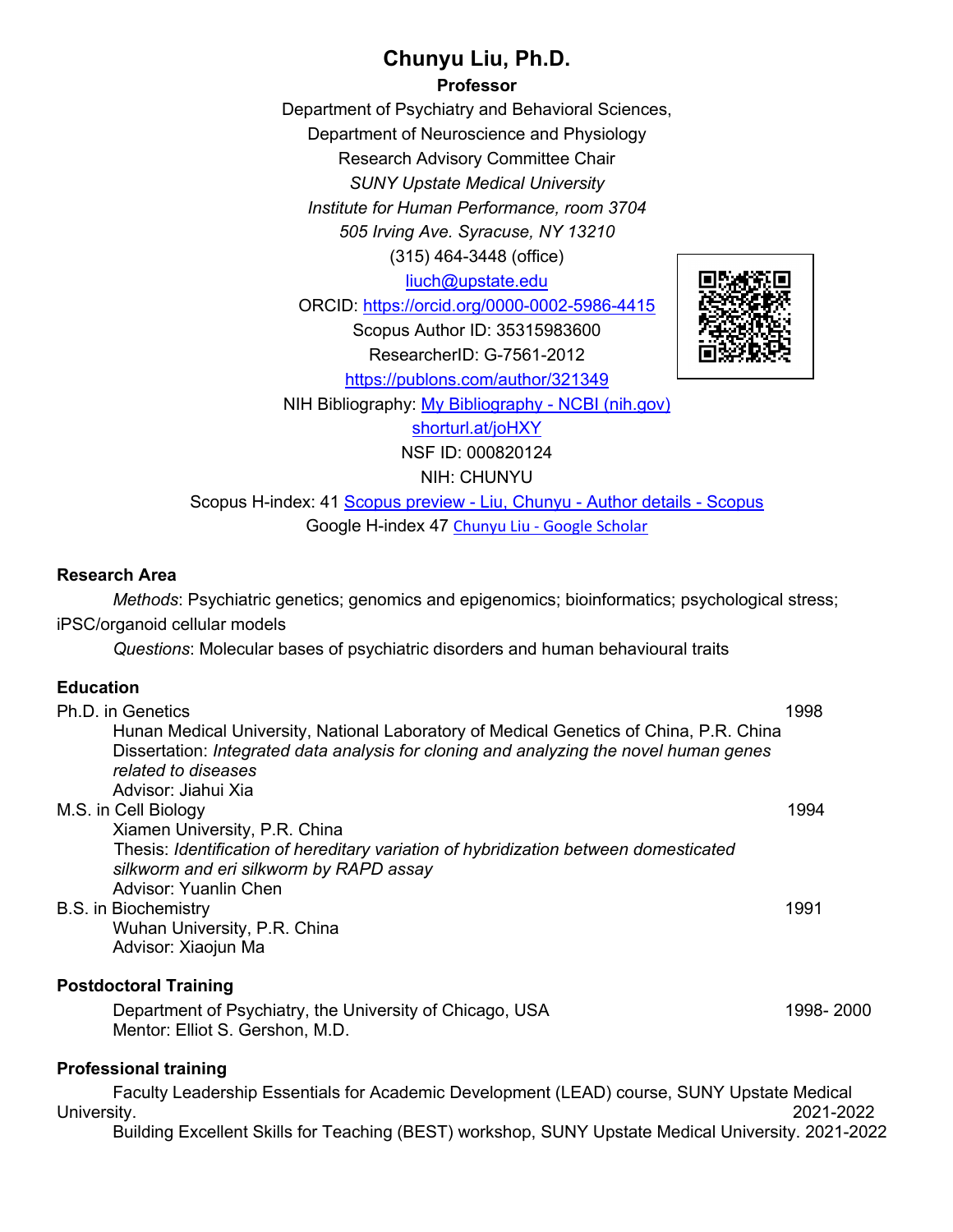# Chunyu Liu, Ph.D.

**Professor**

Department of Psychiatry and Behavioral Sciences,
Department of Neuroscience and Physiology
Research Advisory Committee Chair
*SUNY Upstate Medical University*
*Institute for Human Performance, room 3704*
*505 Irving Ave. Syracuse, NY 13210*
(315) 464-3448 (office)
liuch@upstate.edu
ORCID: https://orcid.org/0000-0002-5986-4415
Scopus Author ID: 35315983600
ResearcherID: G-7561-2012
https://publons.com/author/321349
NIH Bibliography: My Bibliography - NCBI (nih.gov)
shorturl.at/joHXY
NSF ID: 000820124
NIH: CHUNYU
Scopus H-index: 41 Scopus preview - Liu, Chunyu - Author details - Scopus
Google H-index 47 Chunyu Liu - Google Scholar

## Research Area

*Methods*: Psychiatric genetics; genomics and epigenomics; bioinformatics; psychological stress; iPSC/organoid cellular models

*Questions*: Molecular bases of psychiatric disorders and human behavioural traits

## Education

Ph.D. in Genetics — 1998
Hunan Medical University, National Laboratory of Medical Genetics of China, P.R. China
Dissertation: *Integrated data analysis for cloning and analyzing the novel human genes related to diseases*
Advisor: Jiahui Xia

M.S. in Cell Biology — 1994
Xiamen University, P.R. China
Thesis: *Identification of hereditary variation of hybridization between domesticated silkworm and eri silkworm by RAPD assay*
Advisor: Yuanlin Chen

B.S. in Biochemistry — 1991
Wuhan University, P.R. China
Advisor: Xiaojun Ma

## Postdoctoral Training

Department of Psychiatry, the University of Chicago, USA — 1998- 2000
Mentor: Elliot S. Gershon, M.D.

## Professional training

Faculty Leadership Essentials for Academic Development (LEAD) course, SUNY Upstate Medical University. 2021-2022

Building Excellent Skills for Teaching (BEST) workshop, SUNY Upstate Medical University. 2021-2022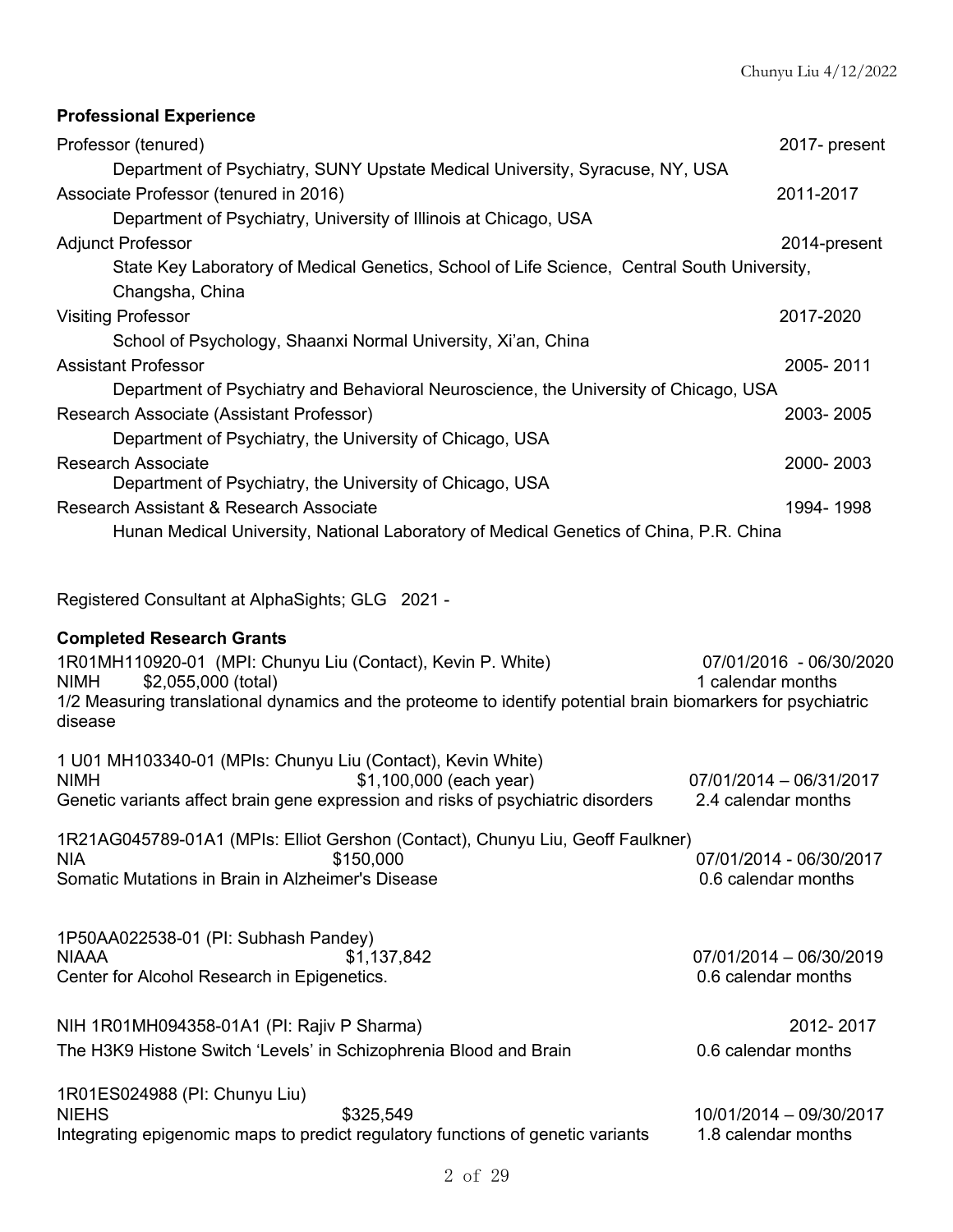**Professional Experience**

Professor (tenured) 2017- present
Department of Psychiatry, SUNY Upstate Medical University, Syracuse, NY, USA

Associate Professor (tenured in 2016) 2011-2017
Department of Psychiatry, University of Illinois at Chicago, USA

Adjunct Professor 2014-present
State Key Laboratory of Medical Genetics, School of Life Science, Central South University, Changsha, China

Visiting Professor 2017-2020
School of Psychology, Shaanxi Normal University, Xi'an, China

Assistant Professor 2005- 2011
Department of Psychiatry and Behavioral Neuroscience, the University of Chicago, USA

Research Associate (Assistant Professor) 2003- 2005
Department of Psychiatry, the University of Chicago, USA

Research Associate 2000- 2003
Department of Psychiatry, the University of Chicago, USA

Research Assistant & Research Associate 1994- 1998
Hunan Medical University, National Laboratory of Medical Genetics of China, P.R. China

Registered Consultant at AlphaSights; GLG 2021 -

**Completed Research Grants**

1R01MH110920-01 (MPI: Chunyu Liu (Contact), Kevin P. White) 07/01/2016 - 06/30/2020
NIMH $2,055,000 (total) 1 calendar months
1/2 Measuring translational dynamics and the proteome to identify potential brain biomarkers for psychiatric disease

1 U01 MH103340-01 (MPIs: Chunyu Liu (Contact), Kevin White)
NIMH $1,100,000 (each year) 07/01/2014 – 06/31/2017
Genetic variants affect brain gene expression and risks of psychiatric disorders 2.4 calendar months

1R21AG045789-01A1 (MPIs: Elliot Gershon (Contact), Chunyu Liu, Geoff Faulkner)
NIA $150,000 07/01/2014 - 06/30/2017
Somatic Mutations in Brain in Alzheimer's Disease 0.6 calendar months

1P50AA022538-01 (PI: Subhash Pandey)
NIAAA $1,137,842 07/01/2014 – 06/30/2019
Center for Alcohol Research in Epigenetics. 0.6 calendar months

NIH 1R01MH094358-01A1 (PI: Rajiv P Sharma) 2012- 2017
The H3K9 Histone Switch 'Levels' in Schizophrenia Blood and Brain 0.6 calendar months

1R01ES024988 (PI: Chunyu Liu)
NIEHS $325,549 10/01/2014 – 09/30/2017
Integrating epigenomic maps to predict regulatory functions of genetic variants 1.8 calendar months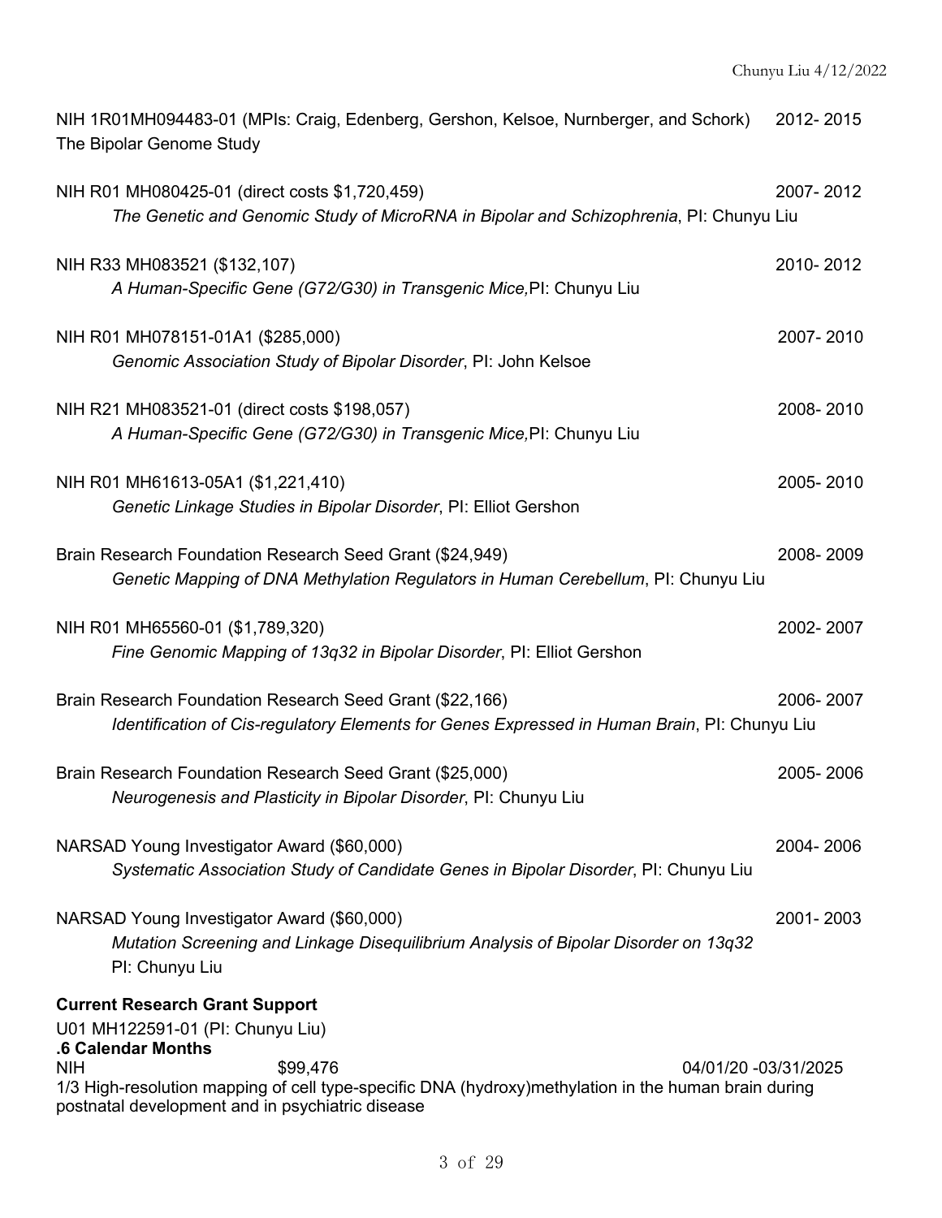NIH 1R01MH094483-01 (MPIs: Craig, Edenberg, Gershon, Kelsoe, Nurnberger, and Schork) 2012- 2015
The Bipolar Genome Study

NIH R01 MH080425-01 (direct costs $1,720,459) 2007- 2012
*The Genetic and Genomic Study of MicroRNA in Bipolar and Schizophrenia*, PI: Chunyu Liu

NIH R33 MH083521 ($132,107) 2010- 2012
*A Human-Specific Gene (G72/G30) in Transgenic Mice,*PI: Chunyu Liu

NIH R01 MH078151-01A1 ($285,000) 2007- 2010
*Genomic Association Study of Bipolar Disorder*, PI: John Kelsoe

NIH R21 MH083521-01 (direct costs $198,057) 2008- 2010
*A Human-Specific Gene (G72/G30) in Transgenic Mice,*PI: Chunyu Liu

NIH R01 MH61613-05A1 ($1,221,410) 2005- 2010
*Genetic Linkage Studies in Bipolar Disorder*, PI: Elliot Gershon

Brain Research Foundation Research Seed Grant ($24,949) 2008- 2009
*Genetic Mapping of DNA Methylation Regulators in Human Cerebellum*, PI: Chunyu Liu

NIH R01 MH65560-01 ($1,789,320) 2002- 2007
*Fine Genomic Mapping of 13q32 in Bipolar Disorder*, PI: Elliot Gershon

Brain Research Foundation Research Seed Grant ($22,166) 2006- 2007
*Identification of Cis-regulatory Elements for Genes Expressed in Human Brain*, PI: Chunyu Liu

Brain Research Foundation Research Seed Grant ($25,000) 2005- 2006
*Neurogenesis and Plasticity in Bipolar Disorder*, PI: Chunyu Liu

NARSAD Young Investigator Award ($60,000) 2004- 2006
*Systematic Association Study of Candidate Genes in Bipolar Disorder*, PI: Chunyu Liu

NARSAD Young Investigator Award ($60,000) 2001- 2003
*Mutation Screening and Linkage Disequilibrium Analysis of Bipolar Disorder on 13q32*
PI: Chunyu Liu

**Current Research Grant Support**

U01 MH122591-01 (PI: Chunyu Liu)
**.6 Calendar Months**
NIH $99,476 04/01/20 -03/31/2025
1/3 High-resolution mapping of cell type-specific DNA (hydroxy)methylation in the human brain during postnatal development and in psychiatric disease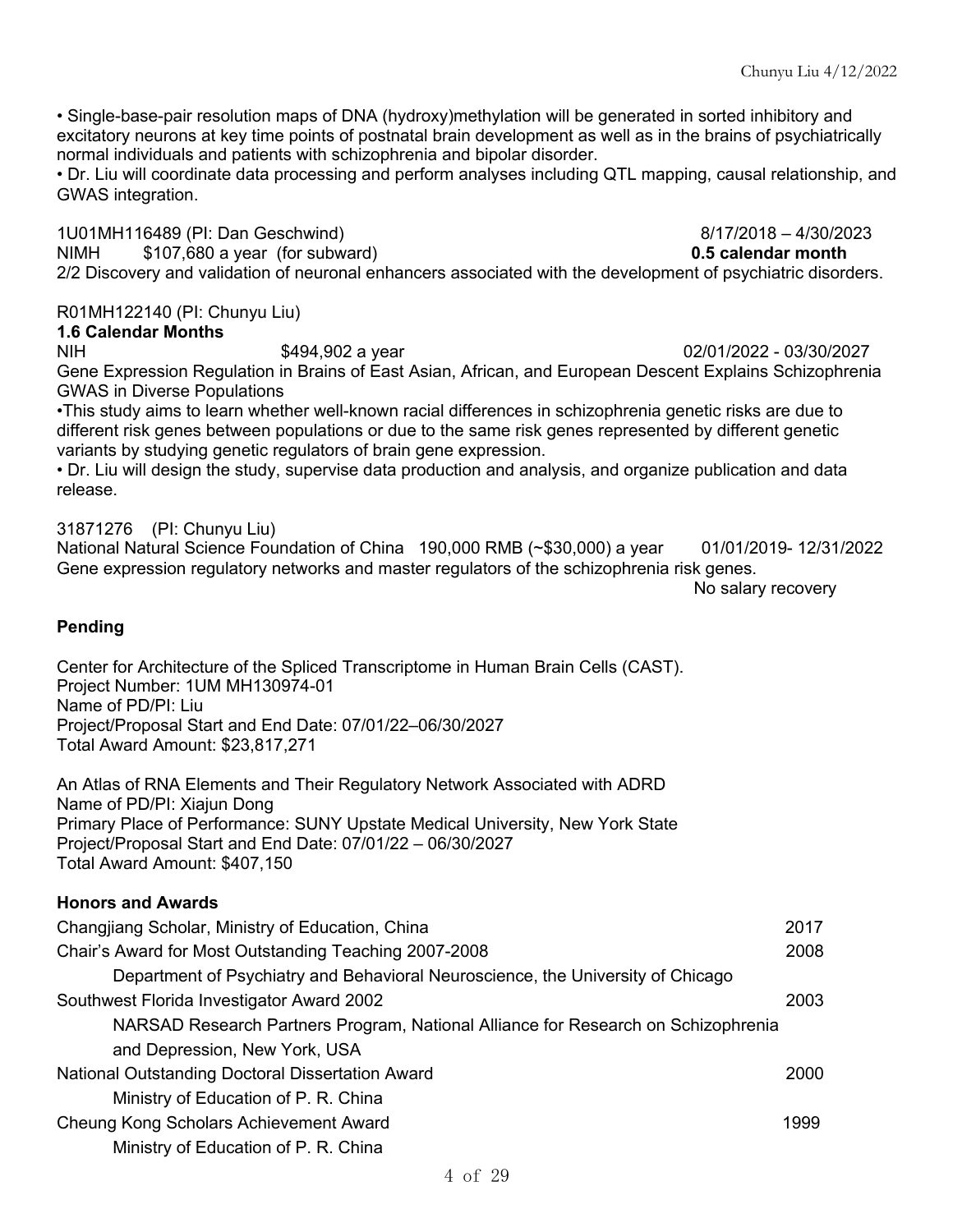• Single-base-pair resolution maps of DNA (hydroxy)methylation will be generated in sorted inhibitory and excitatory neurons at key time points of postnatal brain development as well as in the brains of psychiatrically normal individuals and patients with schizophrenia and bipolar disorder.
• Dr. Liu will coordinate data processing and perform analyses including QTL mapping, causal relationship, and GWAS integration.

1U01MH116489 (PI: Dan Geschwind) 8/17/2018 – 4/30/2023
NIMH $107,680 a year (for subward) **0.5 calendar month**
2/2 Discovery and validation of neuronal enhancers associated with the development of psychiatric disorders.

R01MH122140 (PI: Chunyu Liu)
**1.6 Calendar Months**
NIH $494,902 a year 02/01/2022 - 03/30/2027
Gene Expression Regulation in Brains of East Asian, African, and European Descent Explains Schizophrenia GWAS in Diverse Populations
•This study aims to learn whether well-known racial differences in schizophrenia genetic risks are due to different risk genes between populations or due to the same risk genes represented by different genetic variants by studying genetic regulators of brain gene expression.
• Dr. Liu will design the study, supervise data production and analysis, and organize publication and data release.

31871276 (PI: Chunyu Liu)
National Natural Science Foundation of China 190,000 RMB (~$30,000) a year 01/01/2019- 12/31/2022
Gene expression regulatory networks and master regulators of the schizophrenia risk genes.
No salary recovery

**Pending**

Center for Architecture of the Spliced Transcriptome in Human Brain Cells (CAST).
Project Number: 1UM MH130974-01
Name of PD/PI: Liu
Project/Proposal Start and End Date: 07/01/22–06/30/2027
Total Award Amount: $23,817,271

An Atlas of RNA Elements and Their Regulatory Network Associated with ADRD
Name of PD/PI: Xiajun Dong
Primary Place of Performance: SUNY Upstate Medical University, New York State
Project/Proposal Start and End Date: 07/01/22 – 06/30/2027
Total Award Amount: $407,150

**Honors and Awards**

Changjiang Scholar, Ministry of Education, China 2017

Chair's Award for Most Outstanding Teaching 2007-2008 2008
Department of Psychiatry and Behavioral Neuroscience, the University of Chicago

Southwest Florida Investigator Award 2002 2003
NARSAD Research Partners Program, National Alliance for Research on Schizophrenia and Depression, New York, USA

National Outstanding Doctoral Dissertation Award 2000
Ministry of Education of P. R. China

Cheung Kong Scholars Achievement Award 1999
Ministry of Education of P. R. China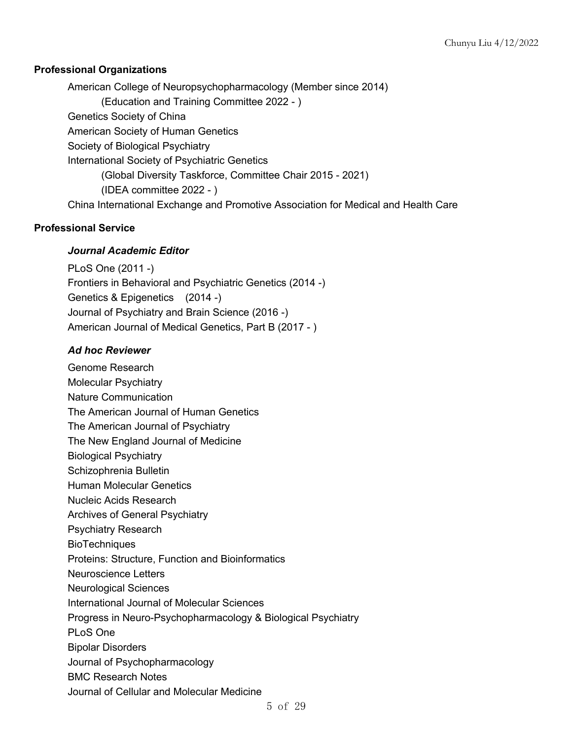## Professional Organizations

American College of Neuropsychopharmacology (Member since 2014)
  (Education and Training Committee 2022 - )
Genetics Society of China
American Society of Human Genetics
Society of Biological Psychiatry
International Society of Psychiatric Genetics
  (Global Diversity Taskforce, Committee Chair 2015 - 2021)
  (IDEA committee 2022 - )
China International Exchange and Promotive Association for Medical and Health Care

## Professional Service

### *Journal Academic Editor*

PLoS One (2011 -)
Frontiers in Behavioral and Psychiatric Genetics (2014 -)
Genetics & Epigenetics (2014 -)
Journal of Psychiatry and Brain Science (2016 -)
American Journal of Medical Genetics, Part B (2017 - )

### *Ad hoc Reviewer*

Genome Research
Molecular Psychiatry
Nature Communication
The American Journal of Human Genetics
The American Journal of Psychiatry
The New England Journal of Medicine
Biological Psychiatry
Schizophrenia Bulletin
Human Molecular Genetics
Nucleic Acids Research
Archives of General Psychiatry
Psychiatry Research
BioTechniques
Proteins: Structure, Function and Bioinformatics
Neuroscience Letters
Neurological Sciences
International Journal of Molecular Sciences
Progress in Neuro-Psychopharmacology & Biological Psychiatry
PLoS One
Bipolar Disorders
Journal of Psychopharmacology
BMC Research Notes
Journal of Cellular and Molecular Medicine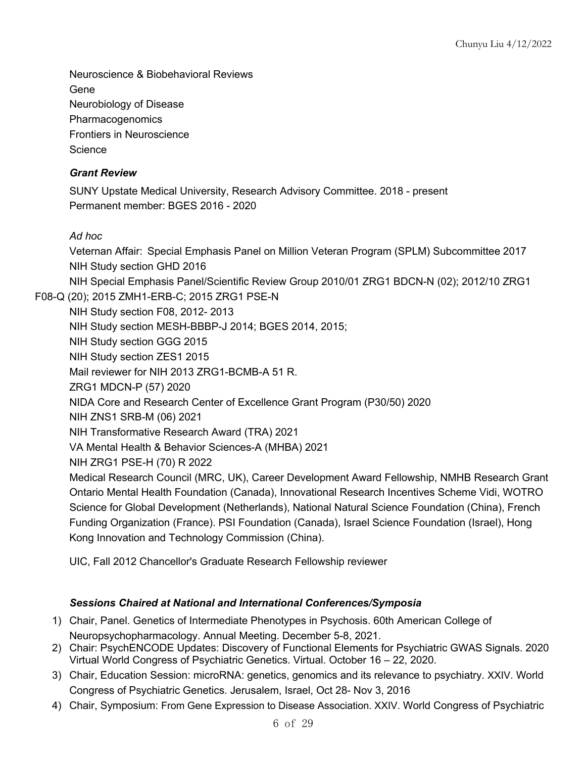Neuroscience & Biobehavioral Reviews
Gene
Neurobiology of Disease
Pharmacogenomics
Frontiers in Neuroscience
Science

***Grant Review***

SUNY Upstate Medical University, Research Advisory Committee. 2018 - present
Permanent member: BGES 2016 - 2020

*Ad hoc*

Veternan Affair: Special Emphasis Panel on Million Veteran Program (SPLM) Subcommittee 2017
NIH Study section GHD 2016
NIH Special Emphasis Panel/Scientific Review Group 2010/01 ZRG1 BDCN-N (02); 2012/10 ZRG1 F08-Q (20); 2015 ZMH1-ERB-C; 2015 ZRG1 PSE-N
NIH Study section F08, 2012- 2013
NIH Study section MESH-BBBP-J 2014; BGES 2014, 2015;
NIH Study section GGG 2015
NIH Study section ZES1 2015
Mail reviewer for NIH 2013 ZRG1-BCMB-A 51 R.
ZRG1 MDCN-P (57) 2020
NIDA Core and Research Center of Excellence Grant Program (P30/50) 2020
NIH ZNS1 SRB-M (06) 2021
NIH Transformative Research Award (TRA) 2021
VA Mental Health & Behavior Sciences-A (MHBA) 2021
NIH ZRG1 PSE-H (70) R 2022
Medical Research Council (MRC, UK), Career Development Award Fellowship, NMHB Research Grant Ontario Mental Health Foundation (Canada), Innovational Research Incentives Scheme Vidi, WOTRO Science for Global Development (Netherlands), National Natural Science Foundation (China), French Funding Organization (France). PSI Foundation (Canada), Israel Science Foundation (Israel), Hong Kong Innovation and Technology Commission (China).

UIC, Fall 2012 Chancellor's Graduate Research Fellowship reviewer

***Sessions Chaired at National and International Conferences/Symposia***

1) Chair, Panel. Genetics of Intermediate Phenotypes in Psychosis. 60th American College of Neuropsychopharmacology. Annual Meeting. December 5-8, 2021.
2) Chair: PsychENCODE Updates: Discovery of Functional Elements for Psychiatric GWAS Signals. 2020 Virtual World Congress of Psychiatric Genetics. Virtual. October 16 – 22, 2020.
3) Chair, Education Session: microRNA: genetics, genomics and its relevance to psychiatry. XXIV. World Congress of Psychiatric Genetics. Jerusalem, Israel, Oct 28- Nov 3, 2016
4) Chair, Symposium: From Gene Expression to Disease Association. XXIV. World Congress of Psychiatric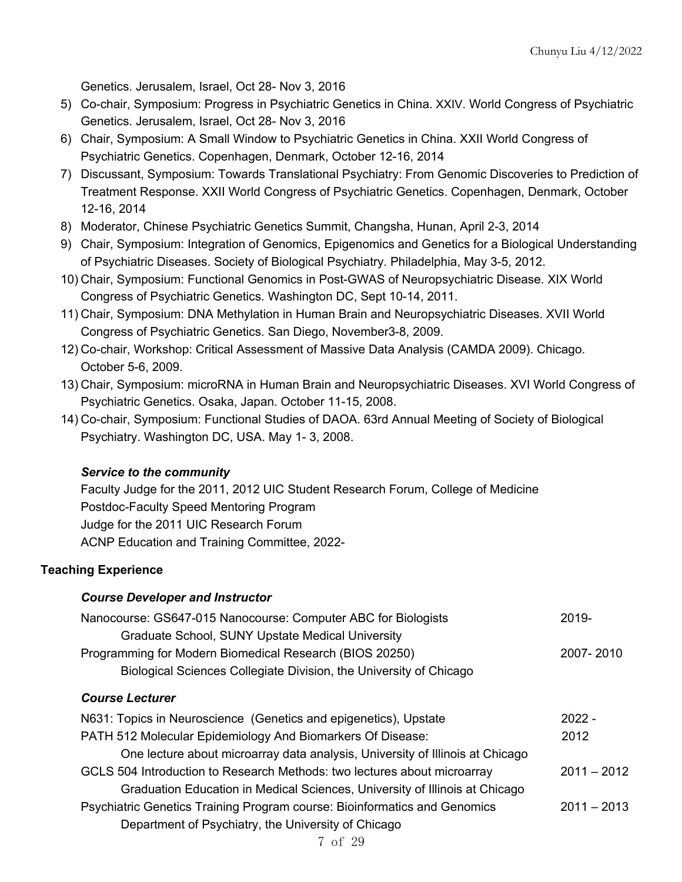Genetics. Jerusalem, Israel, Oct 28- Nov 3, 2016

5) Co-chair, Symposium: Progress in Psychiatric Genetics in China. XXIV. World Congress of Psychiatric Genetics. Jerusalem, Israel, Oct 28- Nov 3, 2016
6) Chair, Symposium: A Small Window to Psychiatric Genetics in China. XXII World Congress of Psychiatric Genetics. Copenhagen, Denmark, October 12-16, 2014
7) Discussant, Symposium: Towards Translational Psychiatry: From Genomic Discoveries to Prediction of Treatment Response. XXII World Congress of Psychiatric Genetics. Copenhagen, Denmark, October 12-16, 2014
8) Moderator, Chinese Psychiatric Genetics Summit, Changsha, Hunan, April 2-3, 2014
9) Chair, Symposium: Integration of Genomics, Epigenomics and Genetics for a Biological Understanding of Psychiatric Diseases. Society of Biological Psychiatry. Philadelphia, May 3-5, 2012.
10) Chair, Symposium: Functional Genomics in Post-GWAS of Neuropsychiatric Disease. XIX World Congress of Psychiatric Genetics. Washington DC, Sept 10-14, 2011.
11) Chair, Symposium: DNA Methylation in Human Brain and Neuropsychiatric Diseases. XVII World Congress of Psychiatric Genetics. San Diego, November3-8, 2009.
12) Co-chair, Workshop: Critical Assessment of Massive Data Analysis (CAMDA 2009). Chicago. October 5-6, 2009.
13) Chair, Symposium: microRNA in Human Brain and Neuropsychiatric Diseases. XVI World Congress of Psychiatric Genetics. Osaka, Japan. October 11-15, 2008.
14) Co-chair, Symposium: Functional Studies of DAOA. 63rd Annual Meeting of Society of Biological Psychiatry. Washington DC, USA. May 1- 3, 2008.

### *Service to the community*

Faculty Judge for the 2011, 2012 UIC Student Research Forum, College of Medicine
Postdoc-Faculty Speed Mentoring Program
Judge for the 2011 UIC Research Forum
ACNP Education and Training Committee, 2022-

## Teaching Experience

### *Course Developer and Instructor*

| | |
|---|---|
| Nanocourse: GS647-015 Nanocourse: Computer ABC for Biologists<br>Graduate School, SUNY Upstate Medical University | 2019- |
| Programming for Modern Biomedical Research (BIOS 20250)<br>Biological Sciences Collegiate Division, the University of Chicago | 2007- 2010 |

### *Course Lecturer*

| | |
|---|---|
| N631: Topics in Neuroscience (Genetics and epigenetics), Upstate | 2022 - |
| PATH 512 Molecular Epidemiology And Biomarkers Of Disease:<br>One lecture about microarray data analysis, University of Illinois at Chicago | 2012 |
| GCLS 504 Introduction to Research Methods: two lectures about microarray<br>Graduation Education in Medical Sciences, University of Illinois at Chicago | 2011 – 2012 |
| Psychiatric Genetics Training Program course: Bioinformatics and Genomics<br>Department of Psychiatry, the University of Chicago | 2011 – 2013 |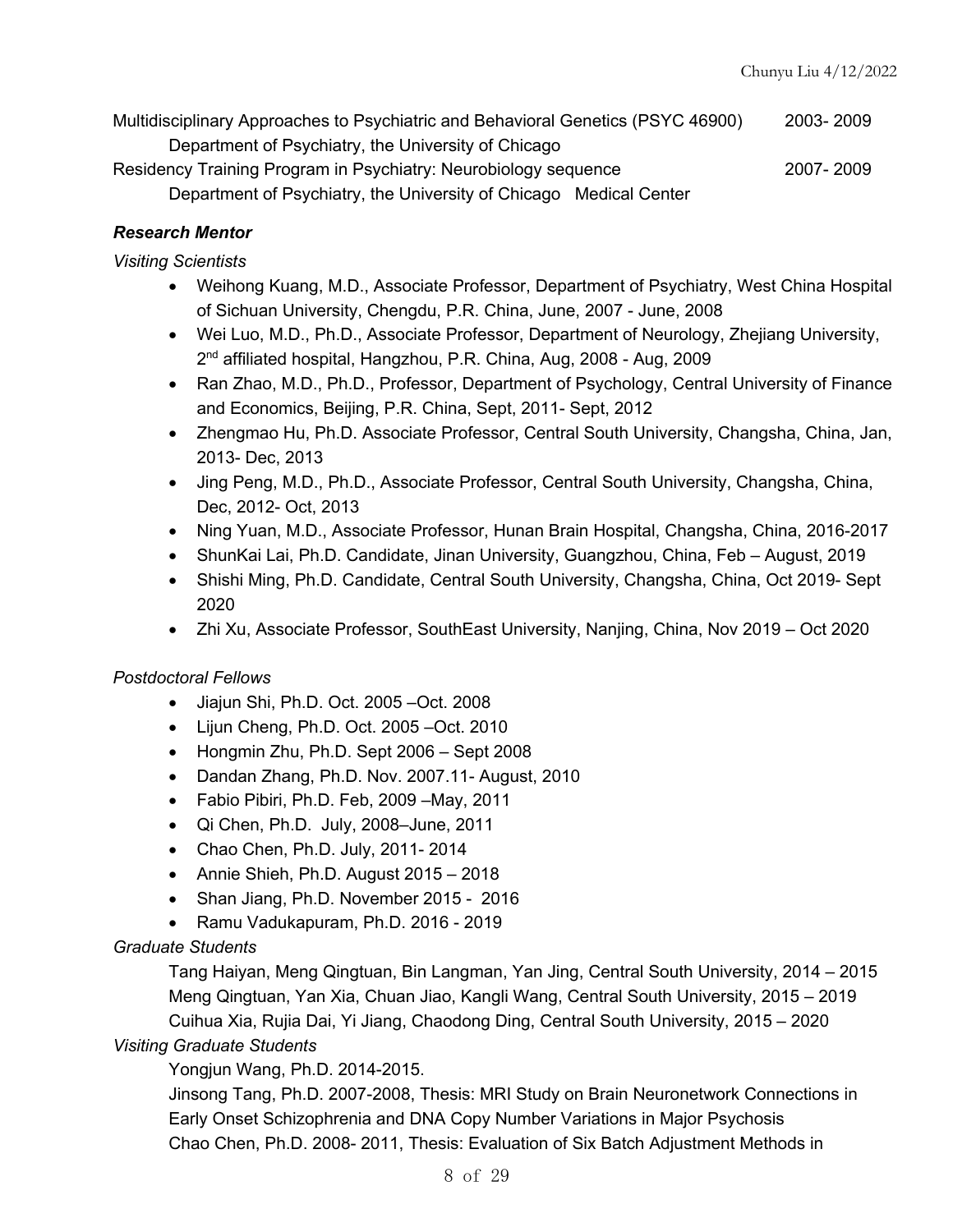Multidisciplinary Approaches to Psychiatric and Behavioral Genetics (PSYC 46900) 2003- 2009
Department of Psychiatry, the University of Chicago

Residency Training Program in Psychiatry: Neurobiology sequence 2007- 2009
Department of Psychiatry, the University of Chicago Medical Center

***Research Mentor***

*Visiting Scientists*

- Weihong Kuang, M.D., Associate Professor, Department of Psychiatry, West China Hospital of Sichuan University, Chengdu, P.R. China, June, 2007 - June, 2008
- Wei Luo, M.D., Ph.D., Associate Professor, Department of Neurology, Zhejiang University, 2nd affiliated hospital, Hangzhou, P.R. China, Aug, 2008 - Aug, 2009
- Ran Zhao, M.D., Ph.D., Professor, Department of Psychology, Central University of Finance and Economics, Beijing, P.R. China, Sept, 2011- Sept, 2012
- Zhengmao Hu, Ph.D. Associate Professor, Central South University, Changsha, China, Jan, 2013- Dec, 2013
- Jing Peng, M.D., Ph.D., Associate Professor, Central South University, Changsha, China, Dec, 2012- Oct, 2013
- Ning Yuan, M.D., Associate Professor, Hunan Brain Hospital, Changsha, China, 2016-2017
- ShunKai Lai, Ph.D. Candidate, Jinan University, Guangzhou, China, Feb – August, 2019
- Shishi Ming, Ph.D. Candidate, Central South University, Changsha, China, Oct 2019- Sept 2020
- Zhi Xu, Associate Professor, SouthEast University, Nanjing, China, Nov 2019 – Oct 2020

*Postdoctoral Fellows*

- Jiajun Shi, Ph.D. Oct. 2005 –Oct. 2008
- Lijun Cheng, Ph.D. Oct. 2005 –Oct. 2010
- Hongmin Zhu, Ph.D. Sept 2006 – Sept 2008
- Dandan Zhang, Ph.D. Nov. 2007.11- August, 2010
- Fabio Pibiri, Ph.D. Feb, 2009 –May, 2011
- Qi Chen, Ph.D. July, 2008–June, 2011
- Chao Chen, Ph.D. July, 2011- 2014
- Annie Shieh, Ph.D. August 2015 – 2018
- Shan Jiang, Ph.D. November 2015 - 2016
- Ramu Vadukapuram, Ph.D. 2016 - 2019

*Graduate Students*

Tang Haiyan, Meng Qingtuan, Bin Langman, Yan Jing, Central South University, 2014 – 2015
Meng Qingtuan, Yan Xia, Chuan Jiao, Kangli Wang, Central South University, 2015 – 2019
Cuihua Xia, Rujia Dai, Yi Jiang, Chaodong Ding, Central South University, 2015 – 2020

*Visiting Graduate Students*

Yongjun Wang, Ph.D. 2014-2015.
Jinsong Tang, Ph.D. 2007-2008, Thesis: MRI Study on Brain Neuronetwork Connections in Early Onset Schizophrenia and DNA Copy Number Variations in Major Psychosis
Chao Chen, Ph.D. 2008- 2011, Thesis: Evaluation of Six Batch Adjustment Methods in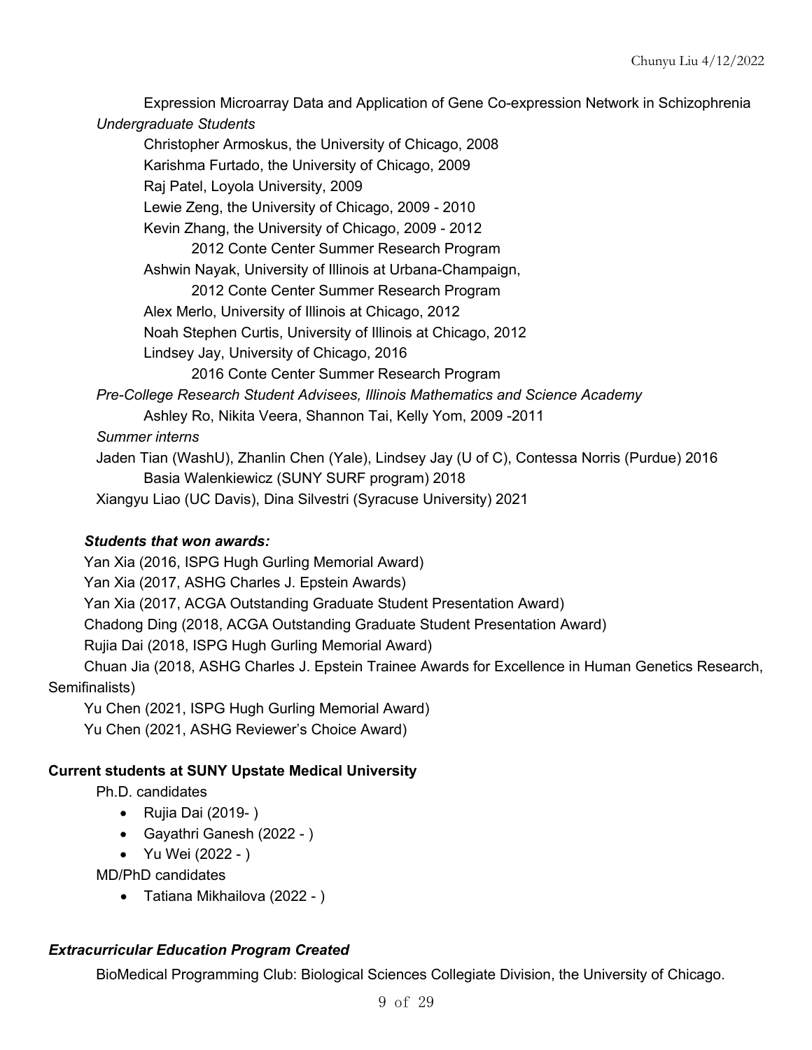Expression Microarray Data and Application of Gene Co-expression Network in Schizophrenia

*Undergraduate Students*

Christopher Armoskus, the University of Chicago, 2008
Karishma Furtado, the University of Chicago, 2009
Raj Patel, Loyola University, 2009
Lewie Zeng, the University of Chicago, 2009 - 2010
Kevin Zhang, the University of Chicago, 2009 - 2012
  2012 Conte Center Summer Research Program
Ashwin Nayak, University of Illinois at Urbana-Champaign,
  2012 Conte Center Summer Research Program
Alex Merlo, University of Illinois at Chicago, 2012
Noah Stephen Curtis, University of Illinois at Chicago, 2012
Lindsey Jay, University of Chicago, 2016
  2016 Conte Center Summer Research Program

*Pre-College Research Student Advisees, Illinois Mathematics and Science Academy*

Ashley Ro, Nikita Veera, Shannon Tai, Kelly Yom, 2009 -2011

*Summer interns*

Jaden Tian (WashU), Zhanlin Chen (Yale), Lindsey Jay (U of C), Contessa Norris (Purdue) 2016
Basia Walenkiewicz (SUNY SURF program) 2018
Xiangyu Liao (UC Davis), Dina Silvestri (Syracuse University) 2021

***Students that won awards:***

Yan Xia (2016, ISPG Hugh Gurling Memorial Award)
Yan Xia (2017, ASHG Charles J. Epstein Awards)
Yan Xia (2017, ACGA Outstanding Graduate Student Presentation Award)
Chadong Ding (2018, ACGA Outstanding Graduate Student Presentation Award)
Rujia Dai (2018, ISPG Hugh Gurling Memorial Award)
Chuan Jia (2018, ASHG Charles J. Epstein Trainee Awards for Excellence in Human Genetics Research, Semifinalists)
Yu Chen (2021, ISPG Hugh Gurling Memorial Award)
Yu Chen (2021, ASHG Reviewer's Choice Award)

**Current students at SUNY Upstate Medical University**

Ph.D. candidates

- Rujia Dai (2019- )
- Gayathri Ganesh (2022 - )
- Yu Wei (2022 - )

MD/PhD candidates

- Tatiana Mikhailova (2022 - )

***Extracurricular Education Program Created***

BioMedical Programming Club: Biological Sciences Collegiate Division, the University of Chicago.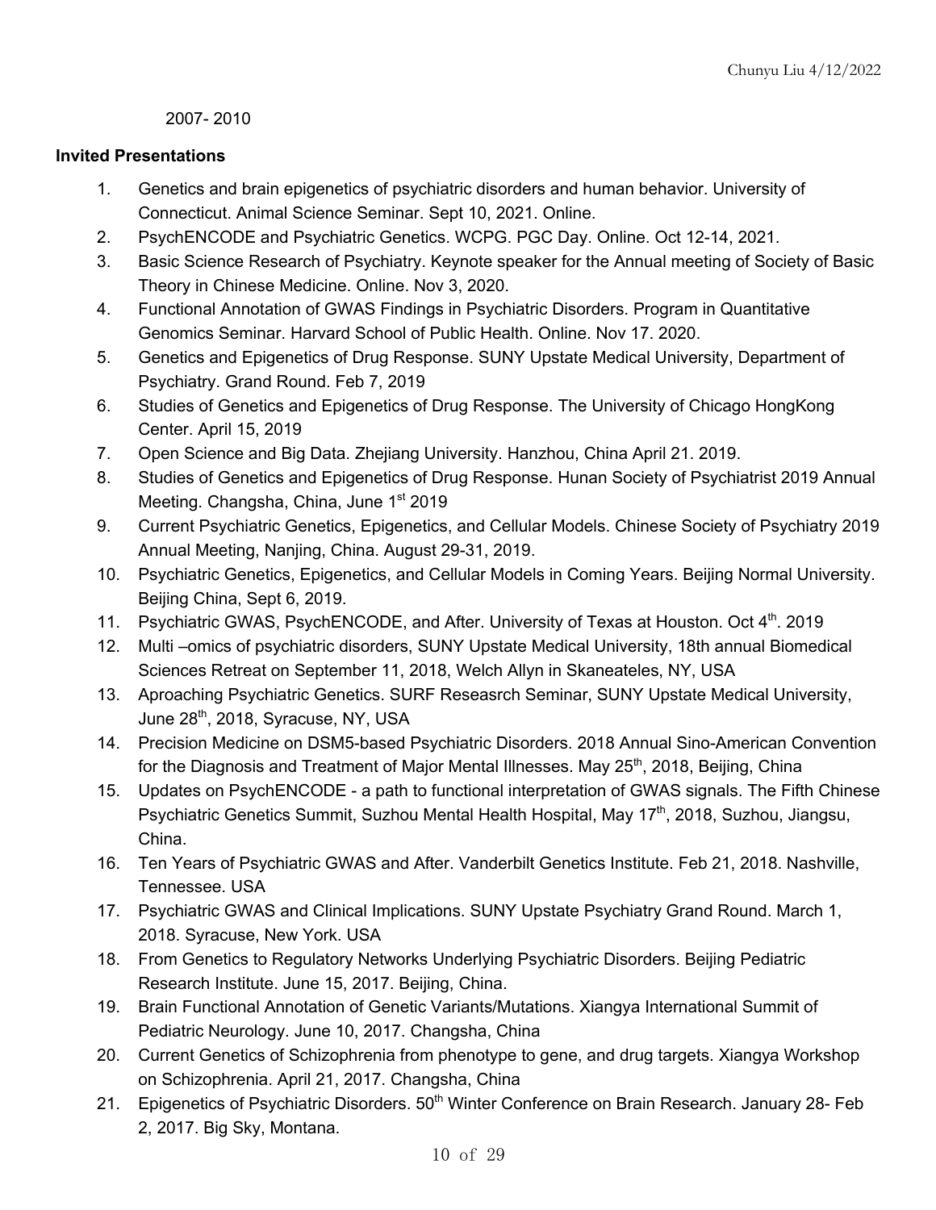2007- 2010

**Invited Presentations**

1. Genetics and brain epigenetics of psychiatric disorders and human behavior. University of Connecticut. Animal Science Seminar. Sept 10, 2021. Online.
2. PsychENCODE and Psychiatric Genetics. WCPG. PGC Day. Online. Oct 12-14, 2021.
3. Basic Science Research of Psychiatry. Keynote speaker for the Annual meeting of Society of Basic Theory in Chinese Medicine. Online. Nov 3, 2020.
4. Functional Annotation of GWAS Findings in Psychiatric Disorders. Program in Quantitative Genomics Seminar. Harvard School of Public Health. Online. Nov 17. 2020.
5. Genetics and Epigenetics of Drug Response. SUNY Upstate Medical University, Department of Psychiatry. Grand Round. Feb 7, 2019
6. Studies of Genetics and Epigenetics of Drug Response. The University of Chicago HongKong Center. April 15, 2019
7. Open Science and Big Data. Zhejiang University. Hanzhou, China April 21. 2019.
8. Studies of Genetics and Epigenetics of Drug Response. Hunan Society of Psychiatrist 2019 Annual Meeting. Changsha, China, June 1st 2019
9. Current Psychiatric Genetics, Epigenetics, and Cellular Models. Chinese Society of Psychiatry 2019 Annual Meeting, Nanjing, China. August 29-31, 2019.
10. Psychiatric Genetics, Epigenetics, and Cellular Models in Coming Years. Beijing Normal University. Beijing China, Sept 6, 2019.
11. Psychiatric GWAS, PsychENCODE, and After. University of Texas at Houston. Oct 4th. 2019
12. Multi –omics of psychiatric disorders, SUNY Upstate Medical University, 18th annual Biomedical Sciences Retreat on September 11, 2018, Welch Allyn in Skaneateles, NY, USA
13. Aproaching Psychiatric Genetics. SURF Reseasrch Seminar, SUNY Upstate Medical University, June 28th, 2018, Syracuse, NY, USA
14. Precision Medicine on DSM5-based Psychiatric Disorders. 2018 Annual Sino-American Convention for the Diagnosis and Treatment of Major Mental Illnesses. May 25th, 2018, Beijing, China
15. Updates on PsychENCODE - a path to functional interpretation of GWAS signals. The Fifth Chinese Psychiatric Genetics Summit, Suzhou Mental Health Hospital, May 17th, 2018, Suzhou, Jiangsu, China.
16. Ten Years of Psychiatric GWAS and After. Vanderbilt Genetics Institute. Feb 21, 2018. Nashville, Tennessee. USA
17. Psychiatric GWAS and Clinical Implications. SUNY Upstate Psychiatry Grand Round. March 1, 2018. Syracuse, New York. USA
18. From Genetics to Regulatory Networks Underlying Psychiatric Disorders. Beijing Pediatric Research Institute. June 15, 2017. Beijing, China.
19. Brain Functional Annotation of Genetic Variants/Mutations. Xiangya International Summit of Pediatric Neurology. June 10, 2017. Changsha, China
20. Current Genetics of Schizophrenia from phenotype to gene, and drug targets. Xiangya Workshop on Schizophrenia. April 21, 2017. Changsha, China
21. Epigenetics of Psychiatric Disorders. 50th Winter Conference on Brain Research. January 28- Feb 2, 2017. Big Sky, Montana.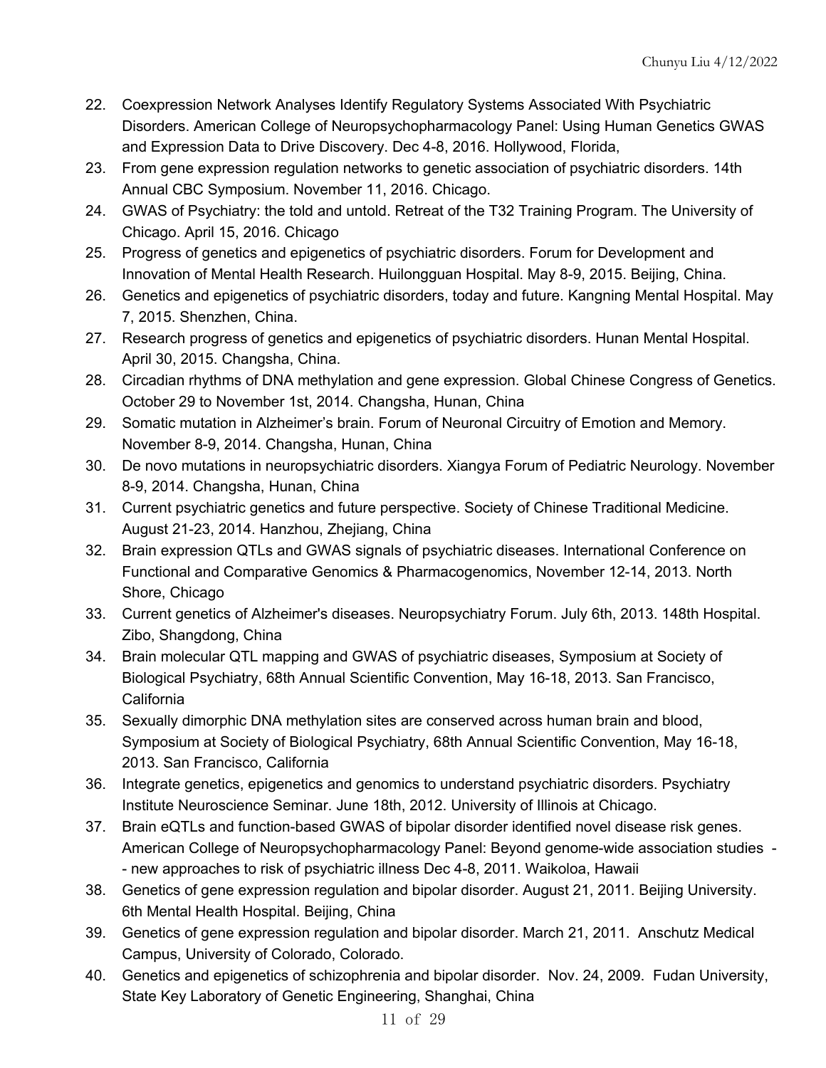22. Coexpression Network Analyses Identify Regulatory Systems Associated With Psychiatric Disorders. American College of Neuropsychopharmacology Panel: Using Human Genetics GWAS and Expression Data to Drive Discovery. Dec 4-8, 2016. Hollywood, Florida,
23. From gene expression regulation networks to genetic association of psychiatric disorders. 14th Annual CBC Symposium. November 11, 2016. Chicago.
24. GWAS of Psychiatry: the told and untold. Retreat of the T32 Training Program. The University of Chicago. April 15, 2016. Chicago
25. Progress of genetics and epigenetics of psychiatric disorders. Forum for Development and Innovation of Mental Health Research. Huilongguan Hospital. May 8-9, 2015. Beijing, China.
26. Genetics and epigenetics of psychiatric disorders, today and future. Kangning Mental Hospital. May 7, 2015. Shenzhen, China.
27. Research progress of genetics and epigenetics of psychiatric disorders. Hunan Mental Hospital. April 30, 2015. Changsha, China.
28. Circadian rhythms of DNA methylation and gene expression. Global Chinese Congress of Genetics. October 29 to November 1st, 2014. Changsha, Hunan, China
29. Somatic mutation in Alzheimer's brain. Forum of Neuronal Circuitry of Emotion and Memory. November 8-9, 2014. Changsha, Hunan, China
30. De novo mutations in neuropsychiatric disorders. Xiangya Forum of Pediatric Neurology. November 8-9, 2014. Changsha, Hunan, China
31. Current psychiatric genetics and future perspective. Society of Chinese Traditional Medicine. August 21-23, 2014. Hanzhou, Zhejiang, China
32. Brain expression QTLs and GWAS signals of psychiatric diseases. International Conference on Functional and Comparative Genomics & Pharmacogenomics, November 12-14, 2013. North Shore, Chicago
33. Current genetics of Alzheimer's diseases. Neuropsychiatry Forum. July 6th, 2013. 148th Hospital. Zibo, Shangdong, China
34. Brain molecular QTL mapping and GWAS of psychiatric diseases, Symposium at Society of Biological Psychiatry, 68th Annual Scientific Convention, May 16-18, 2013. San Francisco, California
35. Sexually dimorphic DNA methylation sites are conserved across human brain and blood, Symposium at Society of Biological Psychiatry, 68th Annual Scientific Convention, May 16-18, 2013. San Francisco, California
36. Integrate genetics, epigenetics and genomics to understand psychiatric disorders. Psychiatry Institute Neuroscience Seminar. June 18th, 2012. University of Illinois at Chicago.
37. Brain eQTLs and function-based GWAS of bipolar disorder identified novel disease risk genes. American College of Neuropsychopharmacology Panel: Beyond genome-wide association studies -- new approaches to risk of psychiatric illness Dec 4-8, 2011. Waikoloa, Hawaii
38. Genetics of gene expression regulation and bipolar disorder. August 21, 2011. Beijing University. 6th Mental Health Hospital. Beijing, China
39. Genetics of gene expression regulation and bipolar disorder. March 21, 2011. Anschutz Medical Campus, University of Colorado, Colorado.
40. Genetics and epigenetics of schizophrenia and bipolar disorder. Nov. 24, 2009. Fudan University, State Key Laboratory of Genetic Engineering, Shanghai, China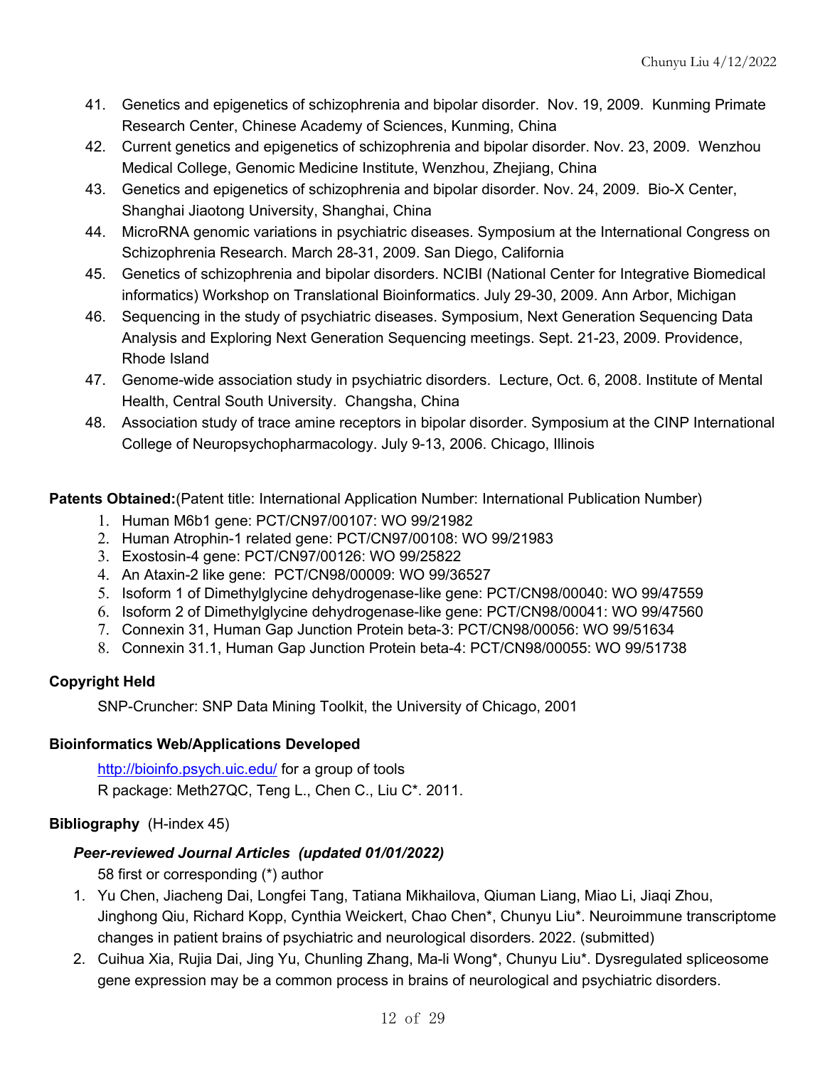41. Genetics and epigenetics of schizophrenia and bipolar disorder. Nov. 19, 2009. Kunming Primate Research Center, Chinese Academy of Sciences, Kunming, China
42. Current genetics and epigenetics of schizophrenia and bipolar disorder. Nov. 23, 2009. Wenzhou Medical College, Genomic Medicine Institute, Wenzhou, Zhejiang, China
43. Genetics and epigenetics of schizophrenia and bipolar disorder. Nov. 24, 2009. Bio-X Center, Shanghai Jiaotong University, Shanghai, China
44. MicroRNA genomic variations in psychiatric diseases. Symposium at the International Congress on Schizophrenia Research. March 28-31, 2009. San Diego, California
45. Genetics of schizophrenia and bipolar disorders. NCIBI (National Center for Integrative Biomedical informatics) Workshop on Translational Bioinformatics. July 29-30, 2009. Ann Arbor, Michigan
46. Sequencing in the study of psychiatric diseases. Symposium, Next Generation Sequencing Data Analysis and Exploring Next Generation Sequencing meetings. Sept. 21-23, 2009. Providence, Rhode Island
47. Genome-wide association study in psychiatric disorders. Lecture, Oct. 6, 2008. Institute of Mental Health, Central South University. Changsha, China
48. Association study of trace amine receptors in bipolar disorder. Symposium at the CINP International College of Neuropsychopharmacology. July 9-13, 2006. Chicago, Illinois

**Patents Obtained:**(Patent title: International Application Number: International Publication Number)

1. Human M6b1 gene: PCT/CN97/00107: WO 99/21982
2. Human Atrophin-1 related gene: PCT/CN97/00108: WO 99/21983
3. Exostosin-4 gene: PCT/CN97/00126: WO 99/25822
4. An Ataxin-2 like gene: PCT/CN98/00009: WO 99/36527
5. Isoform 1 of Dimethylglycine dehydrogenase-like gene: PCT/CN98/00040: WO 99/47559
6. Isoform 2 of Dimethylglycine dehydrogenase-like gene: PCT/CN98/00041: WO 99/47560
7. Connexin 31, Human Gap Junction Protein beta-3: PCT/CN98/00056: WO 99/51634
8. Connexin 31.1, Human Gap Junction Protein beta-4: PCT/CN98/00055: WO 99/51738

**Copyright Held**

SNP-Cruncher: SNP Data Mining Toolkit, the University of Chicago, 2001

**Bioinformatics Web/Applications Developed**

http://bioinfo.psych.uic.edu/ for a group of tools
R package: Meth27QC, Teng L., Chen C., Liu C*. 2011.

**Bibliography** (H-index 45)

***Peer-reviewed Journal Articles (updated 01/01/2022)***

58 first or corresponding (*) author

1. Yu Chen, Jiacheng Dai, Longfei Tang, Tatiana Mikhailova, Qiuman Liang, Miao Li, Jiaqi Zhou, Jinghong Qiu, Richard Kopp, Cynthia Weickert, Chao Chen*, Chunyu Liu*. Neuroimmune transcriptome changes in patient brains of psychiatric and neurological disorders. 2022. (submitted)
2. Cuihua Xia, Rujia Dai, Jing Yu, Chunling Zhang, Ma-li Wong*, Chunyu Liu*. Dysregulated spliceosome gene expression may be a common process in brains of neurological and psychiatric disorders.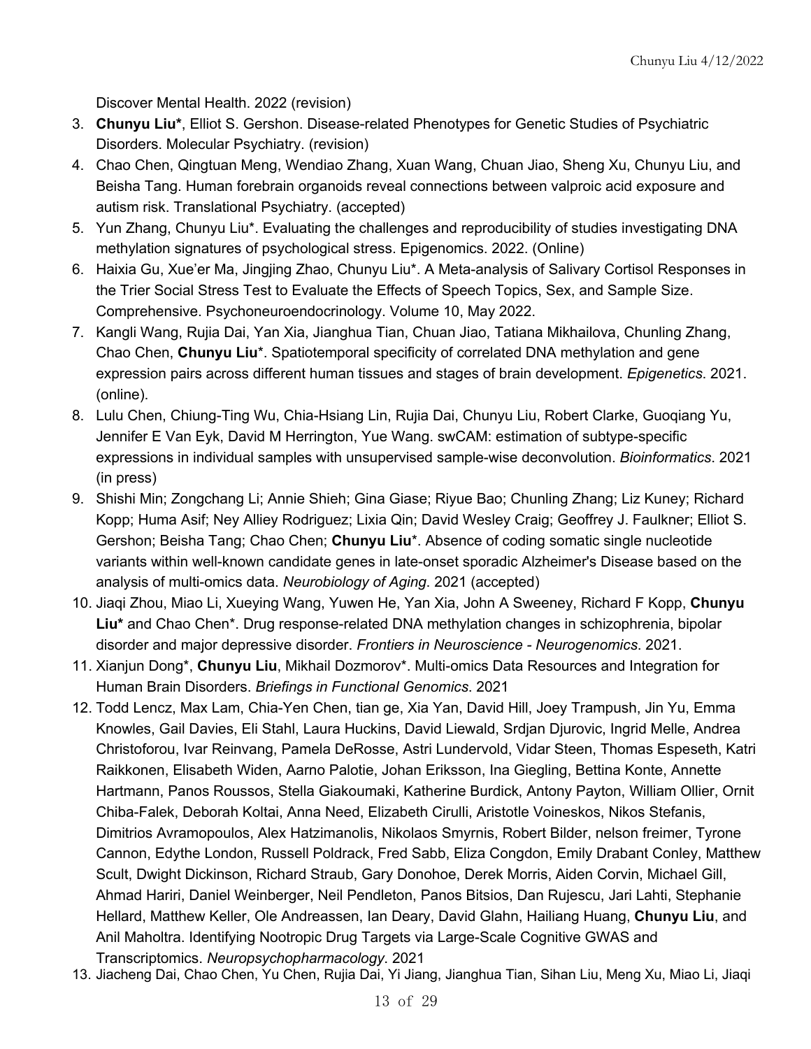Discover Mental Health. 2022 (revision)

3. **Chunyu Liu***, Elliot S. Gershon. Disease-related Phenotypes for Genetic Studies of Psychiatric Disorders. Molecular Psychiatry. (revision)
4. Chao Chen, Qingtuan Meng, Wendiao Zhang, Xuan Wang, Chuan Jiao, Sheng Xu, Chunyu Liu, and Beisha Tang. Human forebrain organoids reveal connections between valproic acid exposure and autism risk. Translational Psychiatry. (accepted)
5. Yun Zhang, Chunyu Liu*. Evaluating the challenges and reproducibility of studies investigating DNA methylation signatures of psychological stress. Epigenomics. 2022. (Online)
6. Haixia Gu, Xue'er Ma, Jingjing Zhao, Chunyu Liu*. A Meta-analysis of Salivary Cortisol Responses in the Trier Social Stress Test to Evaluate the Effects of Speech Topics, Sex, and Sample Size. Comprehensive. Psychoneuroendocrinology. Volume 10, May 2022.
7. Kangli Wang, Rujia Dai, Yan Xia, Jianghua Tian, Chuan Jiao, Tatiana Mikhailova, Chunling Zhang, Chao Chen, **Chunyu Liu***. Spatiotemporal specificity of correlated DNA methylation and gene expression pairs across different human tissues and stages of brain development. *Epigenetics*. 2021. (online).
8. Lulu Chen, Chiung-Ting Wu, Chia-Hsiang Lin, Rujia Dai, Chunyu Liu, Robert Clarke, Guoqiang Yu, Jennifer E Van Eyk, David M Herrington, Yue Wang. swCAM: estimation of subtype-specific expressions in individual samples with unsupervised sample-wise deconvolution. *Bioinformatics*. 2021 (in press)
9. Shishi Min; Zongchang Li; Annie Shieh; Gina Giase; Riyue Bao; Chunling Zhang; Liz Kuney; Richard Kopp; Huma Asif; Ney Alliey Rodriguez; Lixia Qin; David Wesley Craig; Geoffrey J. Faulkner; Elliot S. Gershon; Beisha Tang; Chao Chen; **Chunyu Liu***. Absence of coding somatic single nucleotide variants within well-known candidate genes in late-onset sporadic Alzheimer's Disease based on the analysis of multi-omics data. *Neurobiology of Aging*. 2021 (accepted)
10. Jiaqi Zhou, Miao Li, Xueying Wang, Yuwen He, Yan Xia, John A Sweeney, Richard F Kopp, **Chunyu Liu*** and Chao Chen*. Drug response-related DNA methylation changes in schizophrenia, bipolar disorder and major depressive disorder. *Frontiers in Neuroscience - Neurogenomics*. 2021.
11. Xianjun Dong*, **Chunyu Liu**, Mikhail Dozmorov*. Multi-omics Data Resources and Integration for Human Brain Disorders. *Briefings in Functional Genomics*. 2021
12. Todd Lencz, Max Lam, Chia-Yen Chen, tian ge, Xia Yan, David Hill, Joey Trampush, Jin Yu, Emma Knowles, Gail Davies, Eli Stahl, Laura Huckins, David Liewald, Srdjan Djurovic, Ingrid Melle, Andrea Christoforou, Ivar Reinvang, Pamela DeRosse, Astri Lundervold, Vidar Steen, Thomas Espeseth, Katri Raikkonen, Elisabeth Widen, Aarno Palotie, Johan Eriksson, Ina Giegling, Bettina Konte, Annette Hartmann, Panos Roussos, Stella Giakoumaki, Katherine Burdick, Antony Payton, William Ollier, Ornit Chiba-Falek, Deborah Koltai, Anna Need, Elizabeth Cirulli, Aristotle Voineskos, Nikos Stefanis, Dimitrios Avramopoulos, Alex Hatzimanolis, Nikolaos Smyrnis, Robert Bilder, nelson freimer, Tyrone Cannon, Edythe London, Russell Poldrack, Fred Sabb, Eliza Congdon, Emily Drabant Conley, Matthew Scult, Dwight Dickinson, Richard Straub, Gary Donohoe, Derek Morris, Aiden Corvin, Michael Gill, Ahmad Hariri, Daniel Weinberger, Neil Pendleton, Panos Bitsios, Dan Rujescu, Jari Lahti, Stephanie Hellard, Matthew Keller, Ole Andreassen, Ian Deary, David Glahn, Hailiang Huang, **Chunyu Liu**, and Anil Maholtra. Identifying Nootropic Drug Targets via Large-Scale Cognitive GWAS and Transcriptomics. *Neuropsychopharmacology*. 2021
13. Jiacheng Dai, Chao Chen, Yu Chen, Rujia Dai, Yi Jiang, Jianghua Tian, Sihan Liu, Meng Xu, Miao Li, Jiaqi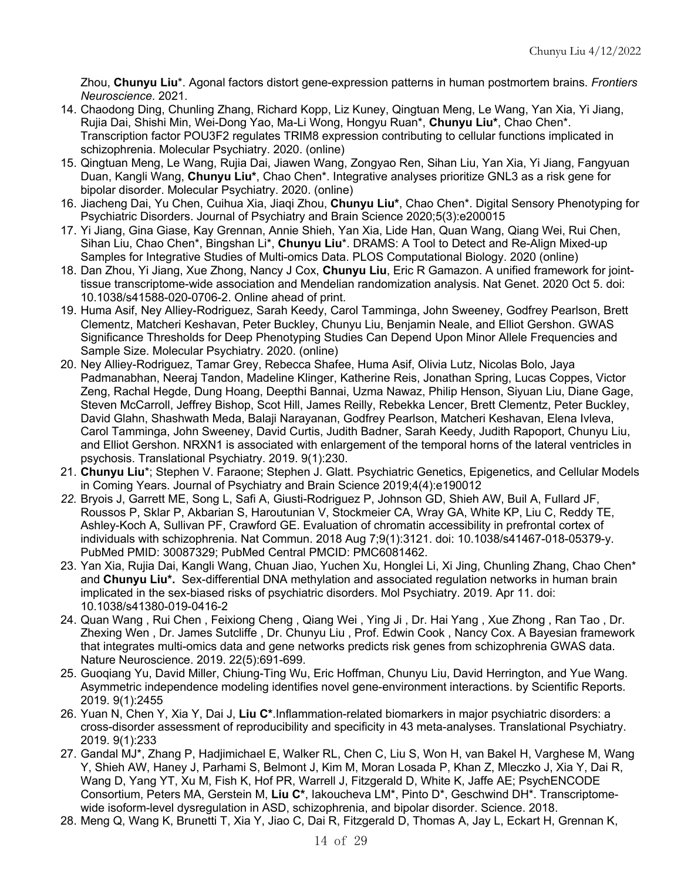Zhou, **Chunyu Liu**\*. Agonal factors distort gene-expression patterns in human postmortem brains. *Frontiers Neuroscience*. 2021.

14. Chaodong Ding, Chunling Zhang, Richard Kopp, Liz Kuney, Qingtuan Meng, Le Wang, Yan Xia, Yi Jiang, Rujia Dai, Shishi Min, Wei-Dong Yao, Ma-Li Wong, Hongyu Ruan\*, **Chunyu Liu\***, Chao Chen\*. Transcription factor POU3F2 regulates TRIM8 expression contributing to cellular functions implicated in schizophrenia. Molecular Psychiatry. 2020. (online)
15. Qingtuan Meng, Le Wang, Rujia Dai, Jiawen Wang, Zongyao Ren, Sihan Liu, Yan Xia, Yi Jiang, Fangyuan Duan, Kangli Wang, **Chunyu Liu\***, Chao Chen\*. Integrative analyses prioritize GNL3 as a risk gene for bipolar disorder. Molecular Psychiatry. 2020. (online)
16. Jiacheng Dai, Yu Chen, Cuihua Xia, Jiaqi Zhou, **Chunyu Liu\***, Chao Chen\*. Digital Sensory Phenotyping for Psychiatric Disorders. Journal of Psychiatry and Brain Science 2020;5(3):e200015
17. Yi Jiang, Gina Giase, Kay Grennan, Annie Shieh, Yan Xia, Lide Han, Quan Wang, Qiang Wei, Rui Chen, Sihan Liu, Chao Chen\*, Bingshan Li\*, **Chunyu Liu\***. DRAMS: A Tool to Detect and Re-Align Mixed-up Samples for Integrative Studies of Multi-omics Data. PLOS Computational Biology. 2020 (online)
18. Dan Zhou, Yi Jiang, Xue Zhong, Nancy J Cox, **Chunyu Liu**, Eric R Gamazon. A unified framework for joint-tissue transcriptome-wide association and Mendelian randomization analysis. Nat Genet. 2020 Oct 5. doi: 10.1038/s41588-020-0706-2. Online ahead of print.
19. Huma Asif, Ney Alliey-Rodriguez, Sarah Keedy, Carol Tamminga, John Sweeney, Godfrey Pearlson, Brett Clementz, Matcheri Keshavan, Peter Buckley, Chunyu Liu, Benjamin Neale, and Elliot Gershon. GWAS Significance Thresholds for Deep Phenotyping Studies Can Depend Upon Minor Allele Frequencies and Sample Size. Molecular Psychiatry. 2020. (online)
20. Ney Alliey-Rodriguez, Tamar Grey, Rebecca Shafee, Huma Asif, Olivia Lutz, Nicolas Bolo, Jaya Padmanabhan, Neeraj Tandon, Madeline Klinger, Katherine Reis, Jonathan Spring, Lucas Coppes, Victor Zeng, Rachal Hegde, Dung Hoang, Deepthi Bannai, Uzma Nawaz, Philip Henson, Siyuan Liu, Diane Gage, Steven McCarroll, Jeffrey Bishop, Scot Hill, James Reilly, Rebekka Lencer, Brett Clementz, Peter Buckley, David Glahn, Shashwath Meda, Balaji Narayanan, Godfrey Pearlson, Matcheri Keshavan, Elena Ivleva, Carol Tamminga, John Sweeney, David Curtis, Judith Badner, Sarah Keedy, Judith Rapoport, Chunyu Liu, and Elliot Gershon. NRXN1 is associated with enlargement of the temporal horns of the lateral ventricles in psychosis. Translational Psychiatry. 2019. 9(1):230.
21. **Chunyu Liu**\*; Stephen V. Faraone; Stephen J. Glatt. Psychiatric Genetics, Epigenetics, and Cellular Models in Coming Years. Journal of Psychiatry and Brain Science 2019;4(4):e190012
22. Bryois J, Garrett ME, Song L, Safi A, Giusti-Rodriguez P, Johnson GD, Shieh AW, Buil A, Fullard JF, Roussos P, Sklar P, Akbarian S, Haroutunian V, Stockmeier CA, Wray GA, White KP, Liu C, Reddy TE, Ashley-Koch A, Sullivan PF, Crawford GE. Evaluation of chromatin accessibility in prefrontal cortex of individuals with schizophrenia. Nat Commun. 2018 Aug 7;9(1):3121. doi: 10.1038/s41467-018-05379-y. PubMed PMID: 30087329; PubMed Central PMCID: PMC6081462.
23. Yan Xia, Rujia Dai, Kangli Wang, Chuan Jiao, Yuchen Xu, Honglei Li, Xi Jing, Chunling Zhang, Chao Chen\* and **Chunyu Liu\*.** Sex-differential DNA methylation and associated regulation networks in human brain implicated in the sex-biased risks of psychiatric disorders. Mol Psychiatry. 2019. Apr 11. doi: 10.1038/s41380-019-0416-2
24. Quan Wang , Rui Chen , Feixiong Cheng , Qiang Wei , Ying Ji , Dr. Hai Yang , Xue Zhong , Ran Tao , Dr. Zhexing Wen , Dr. James Sutcliffe , Dr. Chunyu Liu , Prof. Edwin Cook , Nancy Cox. A Bayesian framework that integrates multi-omics data and gene networks predicts risk genes from schizophrenia GWAS data. Nature Neuroscience. 2019. 22(5):691-699.
25. Guoqiang Yu, David Miller, Chiung-Ting Wu, Eric Hoffman, Chunyu Liu, David Herrington, and Yue Wang. Asymmetric independence modeling identifies novel gene-environment interactions. by Scientific Reports. 2019. 9(1):2455
26. Yuan N, Chen Y, Xia Y, Dai J, **Liu C\***.Inflammation-related biomarkers in major psychiatric disorders: a cross-disorder assessment of reproducibility and specificity in 43 meta-analyses. Translational Psychiatry. 2019. 9(1):233
27. Gandal MJ\*, Zhang P, Hadjimichael E, Walker RL, Chen C, Liu S, Won H, van Bakel H, Varghese M, Wang Y, Shieh AW, Haney J, Parhami S, Belmont J, Kim M, Moran Losada P, Khan Z, Mleczko J, Xia Y, Dai R, Wang D, Yang YT, Xu M, Fish K, Hof PR, Warrell J, Fitzgerald D, White K, Jaffe AE; PsychENCODE Consortium, Peters MA, Gerstein M, **Liu C\***, Iakoucheva LM\*, Pinto D\*, Geschwind DH\*. Transcriptome-wide isoform-level dysregulation in ASD, schizophrenia, and bipolar disorder. Science. 2018.
28. Meng Q, Wang K, Brunetti T, Xia Y, Jiao C, Dai R, Fitzgerald D, Thomas A, Jay L, Eckart H, Grennan K,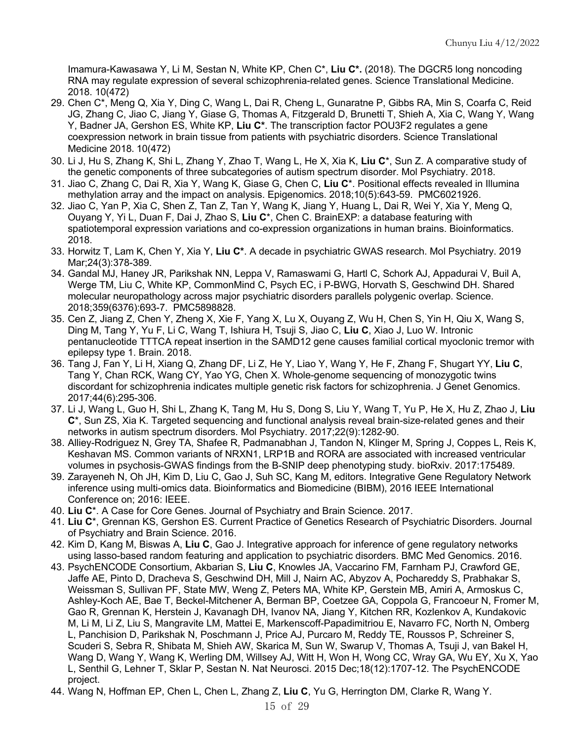Imamura-Kawasawa Y, Li M, Sestan N, White KP, Chen C*, **Liu C*.** (2018). The DGCR5 long noncoding RNA may regulate expression of several schizophrenia-related genes. Science Translational Medicine. 2018. 10(472)

29. Chen C*, Meng Q, Xia Y, Ding C, Wang L, Dai R, Cheng L, Gunaratne P, Gibbs RA, Min S, Coarfa C, Reid JG, Zhang C, Jiao C, Jiang Y, Giase G, Thomas A, Fitzgerald D, Brunetti T, Shieh A, Xia C, Wang Y, Wang Y, Badner JA, Gershon ES, White KP, **Liu C***. The transcription factor POU3F2 regulates a gene coexpression network in brain tissue from patients with psychiatric disorders. Science Translational Medicine 2018. 10(472)
30. Li J, Hu S, Zhang K, Shi L, Zhang Y, Zhao T, Wang L, He X, Xia K, **Liu C***, Sun Z. A comparative study of the genetic components of three subcategories of autism spectrum disorder. Mol Psychiatry. 2018.
31. Jiao C, Zhang C, Dai R, Xia Y, Wang K, Giase G, Chen C, **Liu C***. Positional effects revealed in Illumina methylation array and the impact on analysis. Epigenomics. 2018;10(5):643-59. PMC6021926.
32. Jiao C, Yan P, Xia C, Shen Z, Tan Z, Tan Y, Wang K, Jiang Y, Huang L, Dai R, Wei Y, Xia Y, Meng Q, Ouyang Y, Yi L, Duan F, Dai J, Zhao S, **Liu C***, Chen C. BrainEXP: a database featuring with spatiotemporal expression variations and co-expression organizations in human brains. Bioinformatics. 2018.
33. Horwitz T, Lam K, Chen Y, Xia Y, **Liu C***. A decade in psychiatric GWAS research. Mol Psychiatry. 2019 Mar;24(3):378-389.
34. Gandal MJ, Haney JR, Parikshak NN, Leppa V, Ramaswami G, Hartl C, Schork AJ, Appadurai V, Buil A, Werge TM, Liu C, White KP, CommonMind C, Psych EC, i P-BWG, Horvath S, Geschwind DH. Shared molecular neuropathology across major psychiatric disorders parallels polygenic overlap. Science. 2018;359(6376):693-7. PMC5898828.
35. Cen Z, Jiang Z, Chen Y, Zheng X, Xie F, Yang X, Lu X, Ouyang Z, Wu H, Chen S, Yin H, Qiu X, Wang S, Ding M, Tang Y, Yu F, Li C, Wang T, Ishiura H, Tsuji S, Jiao C, **Liu C**, Xiao J, Luo W. Intronic pentanucleotide TTTCA repeat insertion in the SAMD12 gene causes familial cortical myoclonic tremor with epilepsy type 1. Brain. 2018.
36. Tang J, Fan Y, Li H, Xiang Q, Zhang DF, Li Z, He Y, Liao Y, Wang Y, He F, Zhang F, Shugart YY, **Liu C**, Tang Y, Chan RCK, Wang CY, Yao YG, Chen X. Whole-genome sequencing of monozygotic twins discordant for schizophrenia indicates multiple genetic risk factors for schizophrenia. J Genet Genomics. 2017;44(6):295-306.
37. Li J, Wang L, Guo H, Shi L, Zhang K, Tang M, Hu S, Dong S, Liu Y, Wang T, Yu P, He X, Hu Z, Zhao J, **Liu C***, Sun ZS, Xia K. Targeted sequencing and functional analysis reveal brain-size-related genes and their networks in autism spectrum disorders. Mol Psychiatry. 2017;22(9):1282-90.
38. Alliey-Rodriguez N, Grey TA, Shafee R, Padmanabhan J, Tandon N, Klinger M, Spring J, Coppes L, Reis K, Keshavan MS. Common variants of NRXN1, LRP1B and RORA are associated with increased ventricular volumes in psychosis-GWAS findings from the B-SNIP deep phenotyping study. bioRxiv. 2017:175489.
39. Zarayeneh N, Oh JH, Kim D, Liu C, Gao J, Suh SC, Kang M, editors. Integrative Gene Regulatory Network inference using multi-omics data. Bioinformatics and Biomedicine (BIBM), 2016 IEEE International Conference on; 2016: IEEE.
40. **Liu C***. A Case for Core Genes. Journal of Psychiatry and Brain Science. 2017.
41. **Liu C***, Grennan KS, Gershon ES. Current Practice of Genetics Research of Psychiatric Disorders. Journal of Psychiatry and Brain Science. 2016.
42. Kim D, Kang M, Biswas A, **Liu C**, Gao J. Integrative approach for inference of gene regulatory networks using lasso-based random featuring and application to psychiatric disorders. BMC Med Genomics. 2016.
43. PsychENCODE Consortium, Akbarian S, **Liu C**, Knowles JA, Vaccarino FM, Farnham PJ, Crawford GE, Jaffe AE, Pinto D, Dracheva S, Geschwind DH, Mill J, Nairn AC, Abyzov A, Pochareddy S, Prabhakar S, Weissman S, Sullivan PF, State MW, Weng Z, Peters MA, White KP, Gerstein MB, Amiri A, Armoskus C, Ashley-Koch AE, Bae T, Beckel-Mitchener A, Berman BP, Coetzee GA, Coppola G, Francoeur N, Fromer M, Gao R, Grennan K, Herstein J, Kavanagh DH, Ivanov NA, Jiang Y, Kitchen RR, Kozlenkov A, Kundakovic M, Li M, Li Z, Liu S, Mangravite LM, Mattei E, Markenscoff-Papadimitriou E, Navarro FC, North N, Omberg L, Panchision D, Parikshak N, Poschmann J, Price AJ, Purcaro M, Reddy TE, Roussos P, Schreiner S, Scuderi S, Sebra R, Shibata M, Shieh AW, Skarica M, Sun W, Swarup V, Thomas A, Tsuji J, van Bakel H, Wang D, Wang Y, Wang K, Werling DM, Willsey AJ, Witt H, Won H, Wong CC, Wray GA, Wu EY, Xu X, Yao L, Senthil G, Lehner T, Sklar P, Sestan N. Nat Neurosci. 2015 Dec;18(12):1707-12. The PsychENCODE project.
44. Wang N, Hoffman EP, Chen L, Chen L, Zhang Z, **Liu C**, Yu G, Herrington DM, Clarke R, Wang Y.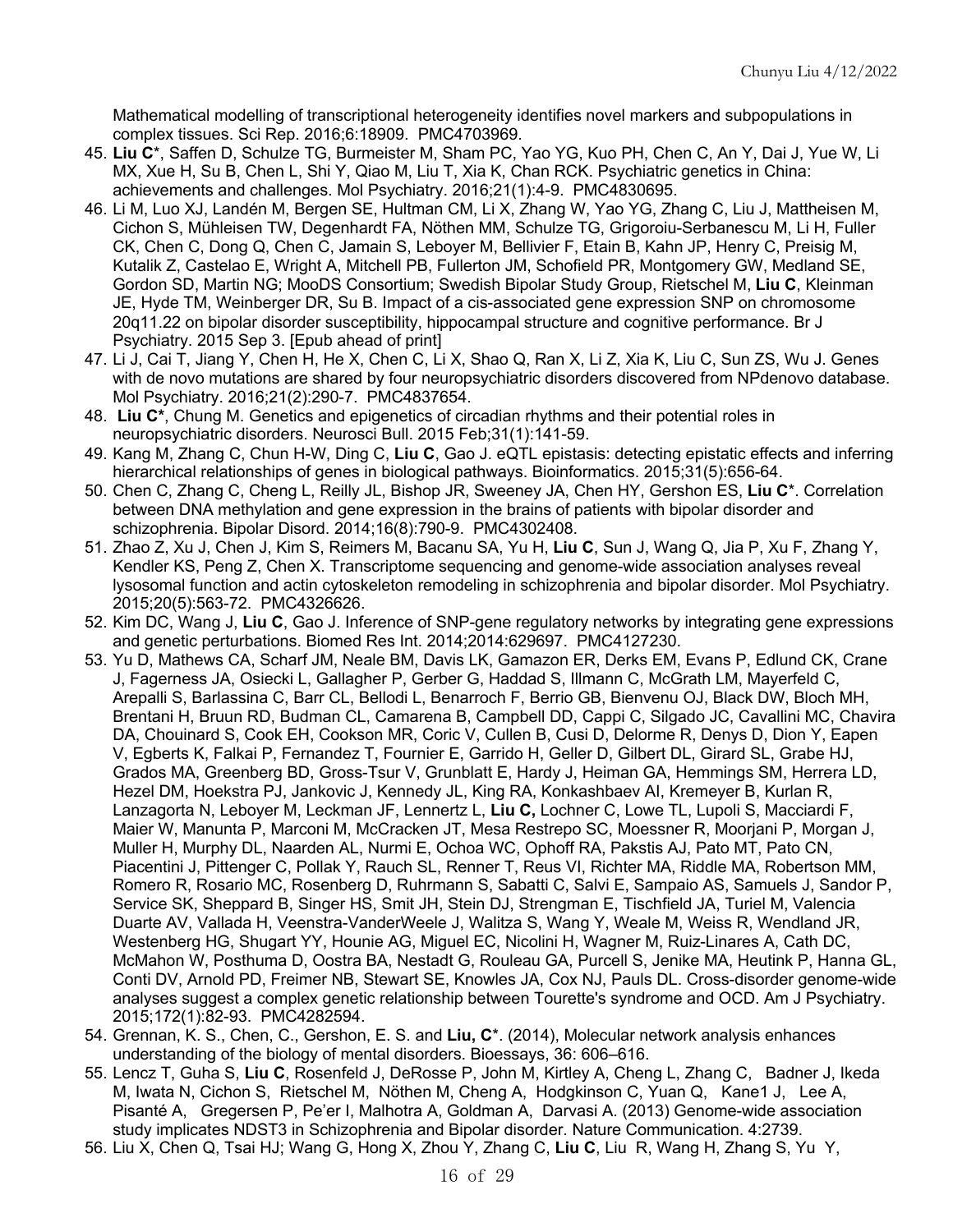Mathematical modelling of transcriptional heterogeneity identifies novel markers and subpopulations in complex tissues. Sci Rep. 2016;6:18909. PMC4703969.

45. **Liu C**\*, Saffen D, Schulze TG, Burmeister M, Sham PC, Yao YG, Kuo PH, Chen C, An Y, Dai J, Yue W, Li MX, Xue H, Su B, Chen L, Shi Y, Qiao M, Liu T, Xia K, Chan RCK. Psychiatric genetics in China: achievements and challenges. Mol Psychiatry. 2016;21(1):4-9. PMC4830695.
46. Li M, Luo XJ, Landén M, Bergen SE, Hultman CM, Li X, Zhang W, Yao YG, Zhang C, Liu J, Mattheisen M, Cichon S, Mühleisen TW, Degenhardt FA, Nöthen MM, Schulze TG, Grigoroiu-Serbanescu M, Li H, Fuller CK, Chen C, Dong Q, Chen C, Jamain S, Leboyer M, Bellivier F, Etain B, Kahn JP, Henry C, Preisig M, Kutalik Z, Castelao E, Wright A, Mitchell PB, Fullerton JM, Schofield PR, Montgomery GW, Medland SE, Gordon SD, Martin NG; MooDS Consortium; Swedish Bipolar Study Group, Rietschel M, **Liu C**, Kleinman JE, Hyde TM, Weinberger DR, Su B. Impact of a cis-associated gene expression SNP on chromosome 20q11.22 on bipolar disorder susceptibility, hippocampal structure and cognitive performance. Br J Psychiatry. 2015 Sep 3. [Epub ahead of print]
47. Li J, Cai T, Jiang Y, Chen H, He X, Chen C, Li X, Shao Q, Ran X, Li Z, Xia K, Liu C, Sun ZS, Wu J. Genes with de novo mutations are shared by four neuropsychiatric disorders discovered from NPdenovo database. Mol Psychiatry. 2016;21(2):290-7. PMC4837654.
48. **Liu C\***, Chung M. Genetics and epigenetics of circadian rhythms and their potential roles in neuropsychiatric disorders. Neurosci Bull. 2015 Feb;31(1):141-59.
49. Kang M, Zhang C, Chun H-W, Ding C, **Liu C**, Gao J. eQTL epistasis: detecting epistatic effects and inferring hierarchical relationships of genes in biological pathways. Bioinformatics. 2015;31(5):656-64.
50. Chen C, Zhang C, Cheng L, Reilly JL, Bishop JR, Sweeney JA, Chen HY, Gershon ES, **Liu C**\*. Correlation between DNA methylation and gene expression in the brains of patients with bipolar disorder and schizophrenia. Bipolar Disord. 2014;16(8):790-9. PMC4302408.
51. Zhao Z, Xu J, Chen J, Kim S, Reimers M, Bacanu SA, Yu H, **Liu C**, Sun J, Wang Q, Jia P, Xu F, Zhang Y, Kendler KS, Peng Z, Chen X. Transcriptome sequencing and genome-wide association analyses reveal lysosomal function and actin cytoskeleton remodeling in schizophrenia and bipolar disorder. Mol Psychiatry. 2015;20(5):563-72. PMC4326626.
52. Kim DC, Wang J, **Liu C**, Gao J. Inference of SNP-gene regulatory networks by integrating gene expressions and genetic perturbations. Biomed Res Int. 2014;2014:629697. PMC4127230.
53. Yu D, Mathews CA, Scharf JM, Neale BM, Davis LK, Gamazon ER, Derks EM, Evans P, Edlund CK, Crane J, Fagerness JA, Osiecki L, Gallagher P, Gerber G, Haddad S, Illmann C, McGrath LM, Mayerfeld C, Arepalli S, Barlassina C, Barr CL, Bellodi L, Benarroch F, Berrio GB, Bienvenu OJ, Black DW, Bloch MH, Brentani H, Bruun RD, Budman CL, Camarena B, Campbell DD, Cappi C, Silgado JC, Cavallini MC, Chavira DA, Chouinard S, Cook EH, Cookson MR, Coric V, Cullen B, Cusi D, Delorme R, Denys D, Dion Y, Eapen V, Egberts K, Falkai P, Fernandez T, Fournier E, Garrido H, Geller D, Gilbert DL, Girard SL, Grabe HJ, Grados MA, Greenberg BD, Gross-Tsur V, Grunblatt E, Hardy J, Heiman GA, Hemmings SM, Herrera LD, Hezel DM, Hoekstra PJ, Jankovic J, Kennedy JL, King RA, Konkashbaev AI, Kremeyer B, Kurlan R, Lanzagorta N, Leboyer M, Leckman JF, Lennertz L, **Liu C,** Lochner C, Lowe TL, Lupoli S, Macciardi F, Maier W, Manunta P, Marconi M, McCracken JT, Mesa Restrepo SC, Moessner R, Moorjani P, Morgan J, Muller H, Murphy DL, Naarden AL, Nurmi E, Ochoa WC, Ophoff RA, Pakstis AJ, Pato MT, Pato CN, Piacentini J, Pittenger C, Pollak Y, Rauch SL, Renner T, Reus VI, Richter MA, Riddle MA, Robertson MM, Romero R, Rosario MC, Rosenberg D, Ruhrmann S, Sabatti C, Salvi E, Sampaio AS, Samuels J, Sandor P, Service SK, Sheppard B, Singer HS, Smit JH, Stein DJ, Strengman E, Tischfield JA, Turiel M, Valencia Duarte AV, Vallada H, Veenstra-VanderWeele J, Walitza S, Wang Y, Weale M, Weiss R, Wendland JR, Westenberg HG, Shugart YY, Hounie AG, Miguel EC, Nicolini H, Wagner M, Ruiz-Linares A, Cath DC, McMahon W, Posthuma D, Oostra BA, Nestadt G, Rouleau GA, Purcell S, Jenike MA, Heutink P, Hanna GL, Conti DV, Arnold PD, Freimer NB, Stewart SE, Knowles JA, Cox NJ, Pauls DL. Cross-disorder genome-wide analyses suggest a complex genetic relationship between Tourette's syndrome and OCD. Am J Psychiatry. 2015;172(1):82-93. PMC4282594.
54. Grennan, K. S., Chen, C., Gershon, E. S. and **Liu, C**\*. (2014), Molecular network analysis enhances understanding of the biology of mental disorders. Bioessays, 36: 606–616.
55. Lencz T, Guha S, **Liu C**, Rosenfeld J, DeRosse P, John M, Kirtley A, Cheng L, Zhang C, Badner J, Ikeda M, Iwata N, Cichon S, Rietschel M, Nöthen M, Cheng A, Hodgkinson C, Yuan Q, Kane1 J, Lee A, Pisanté A, Gregersen P, Pe'er I, Malhotra A, Goldman A, Darvasi A. (2013) Genome-wide association study implicates NDST3 in Schizophrenia and Bipolar disorder. Nature Communication. 4:2739.
56. Liu X, Chen Q, Tsai HJ; Wang G, Hong X, Zhou Y, Zhang C, **Liu C**, Liu R, Wang H, Zhang S, Yu Y,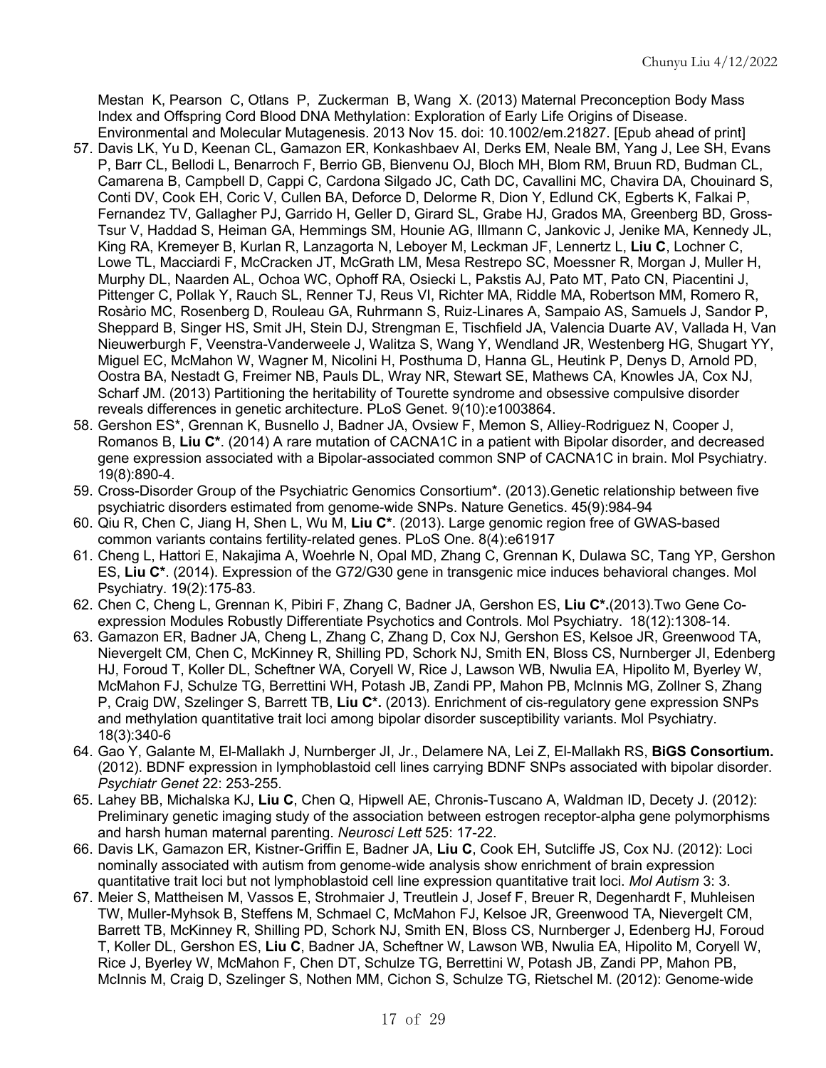Mestan K, Pearson C, Otlans P, Zuckerman B, Wang X. (2013) Maternal Preconception Body Mass Index and Offspring Cord Blood DNA Methylation: Exploration of Early Life Origins of Disease. Environmental and Molecular Mutagenesis. 2013 Nov 15. doi: 10.1002/em.21827. [Epub ahead of print]

57. Davis LK, Yu D, Keenan CL, Gamazon ER, Konkashbaev AI, Derks EM, Neale BM, Yang J, Lee SH, Evans P, Barr CL, Bellodi L, Benarroch F, Berrio GB, Bienvenu OJ, Bloch MH, Blom RM, Bruun RD, Budman CL, Camarena B, Campbell D, Cappi C, Cardona Silgado JC, Cath DC, Cavallini MC, Chavira DA, Chouinard S, Conti DV, Cook EH, Coric V, Cullen BA, Deforce D, Delorme R, Dion Y, Edlund CK, Egberts K, Falkai P, Fernandez TV, Gallagher PJ, Garrido H, Geller D, Girard SL, Grabe HJ, Grados MA, Greenberg BD, Gross-Tsur V, Haddad S, Heiman GA, Hemmings SM, Hounie AG, Illmann C, Jankovic J, Jenike MA, Kennedy JL, King RA, Kremeyer B, Kurlan R, Lanzagorta N, Leboyer M, Leckman JF, Lennertz L, **Liu C**, Lochner C, Lowe TL, Macciardi F, McCracken JT, McGrath LM, Mesa Restrepo SC, Moessner R, Morgan J, Muller H, Murphy DL, Naarden AL, Ochoa WC, Ophoff RA, Osiecki L, Pakstis AJ, Pato MT, Pato CN, Piacentini J, Pittenger C, Pollak Y, Rauch SL, Renner TJ, Reus VI, Richter MA, Riddle MA, Robertson MM, Romero R, Rosàrio MC, Rosenberg D, Rouleau GA, Ruhrmann S, Ruiz-Linares A, Sampaio AS, Samuels J, Sandor P, Sheppard B, Singer HS, Smit JH, Stein DJ, Strengman E, Tischfield JA, Valencia Duarte AV, Vallada H, Van Nieuwerburgh F, Veenstra-Vanderweele J, Walitza S, Wang Y, Wendland JR, Westenberg HG, Shugart YY, Miguel EC, McMahon W, Wagner M, Nicolini H, Posthuma D, Hanna GL, Heutink P, Denys D, Arnold PD, Oostra BA, Nestadt G, Freimer NB, Pauls DL, Wray NR, Stewart SE, Mathews CA, Knowles JA, Cox NJ, Scharf JM. (2013) Partitioning the heritability of Tourette syndrome and obsessive compulsive disorder reveals differences in genetic architecture. PLoS Genet. 9(10):e1003864.
58. Gershon ES*, Grennan K, Busnello J, Badner JA, Ovsiew F, Memon S, Alliey-Rodriguez N, Cooper J, Romanos B, **Liu C***. (2014) A rare mutation of CACNA1C in a patient with Bipolar disorder, and decreased gene expression associated with a Bipolar-associated common SNP of CACNA1C in brain. Mol Psychiatry. 19(8):890-4.
59. Cross-Disorder Group of the Psychiatric Genomics Consortium*. (2013).Genetic relationship between five psychiatric disorders estimated from genome-wide SNPs. Nature Genetics. 45(9):984-94
60. Qiu R, Chen C, Jiang H, Shen L, Wu M, **Liu C***. (2013). Large genomic region free of GWAS-based common variants contains fertility-related genes. PLoS One. 8(4):e61917
61. Cheng L, Hattori E, Nakajima A, Woehrle N, Opal MD, Zhang C, Grennan K, Dulawa SC, Tang YP, Gershon ES, **Liu C***. (2014). Expression of the G72/G30 gene in transgenic mice induces behavioral changes. Mol Psychiatry. 19(2):175-83.
62. Chen C, Cheng L, Grennan K, Pibiri F, Zhang C, Badner JA, Gershon ES, **Liu C*.**(2013).Two Gene Co-expression Modules Robustly Differentiate Psychotics and Controls. Mol Psychiatry. 18(12):1308-14.
63. Gamazon ER, Badner JA, Cheng L, Zhang C, Zhang D, Cox NJ, Gershon ES, Kelsoe JR, Greenwood TA, Nievergelt CM, Chen C, McKinney R, Shilling PD, Schork NJ, Smith EN, Bloss CS, Nurnberger JI, Edenberg HJ, Foroud T, Koller DL, Scheftner WA, Coryell W, Rice J, Lawson WB, Nwulia EA, Hipolito M, Byerley W, McMahon FJ, Schulze TG, Berrettini WH, Potash JB, Zandi PP, Mahon PB, McInnis MG, Zollner S, Zhang P, Craig DW, Szelinger S, Barrett TB, **Liu C*.** (2013). Enrichment of cis-regulatory gene expression SNPs and methylation quantitative trait loci among bipolar disorder susceptibility variants. Mol Psychiatry. 18(3):340-6
64. Gao Y, Galante M, El-Mallakh J, Nurnberger JI, Jr., Delamere NA, Lei Z, El-Mallakh RS, **BiGS Consortium.** (2012). BDNF expression in lymphoblastoid cell lines carrying BDNF SNPs associated with bipolar disorder. *Psychiatr Genet* 22: 253-255.
65. Lahey BB, Michalska KJ, **Liu C**, Chen Q, Hipwell AE, Chronis-Tuscano A, Waldman ID, Decety J. (2012): Preliminary genetic imaging study of the association between estrogen receptor-alpha gene polymorphisms and harsh human maternal parenting. *Neurosci Lett* 525: 17-22.
66. Davis LK, Gamazon ER, Kistner-Griffin E, Badner JA, **Liu C**, Cook EH, Sutcliffe JS, Cox NJ. (2012): Loci nominally associated with autism from genome-wide analysis show enrichment of brain expression quantitative trait loci but not lymphoblastoid cell line expression quantitative trait loci. *Mol Autism* 3: 3.
67. Meier S, Mattheisen M, Vassos E, Strohmaier J, Treutlein J, Josef F, Breuer R, Degenhardt F, Muhleisen TW, Muller-Myhsok B, Steffens M, Schmael C, McMahon FJ, Kelsoe JR, Greenwood TA, Nievergelt CM, Barrett TB, McKinney R, Shilling PD, Schork NJ, Smith EN, Bloss CS, Nurnberger J, Edenberg HJ, Foroud T, Koller DL, Gershon ES, **Liu C**, Badner JA, Scheftner W, Lawson WB, Nwulia EA, Hipolito M, Coryell W, Rice J, Byerley W, McMahon F, Chen DT, Schulze TG, Berrettini W, Potash JB, Zandi PP, Mahon PB, McInnis M, Craig D, Szelinger S, Nothen MM, Cichon S, Schulze TG, Rietschel M. (2012): Genome-wide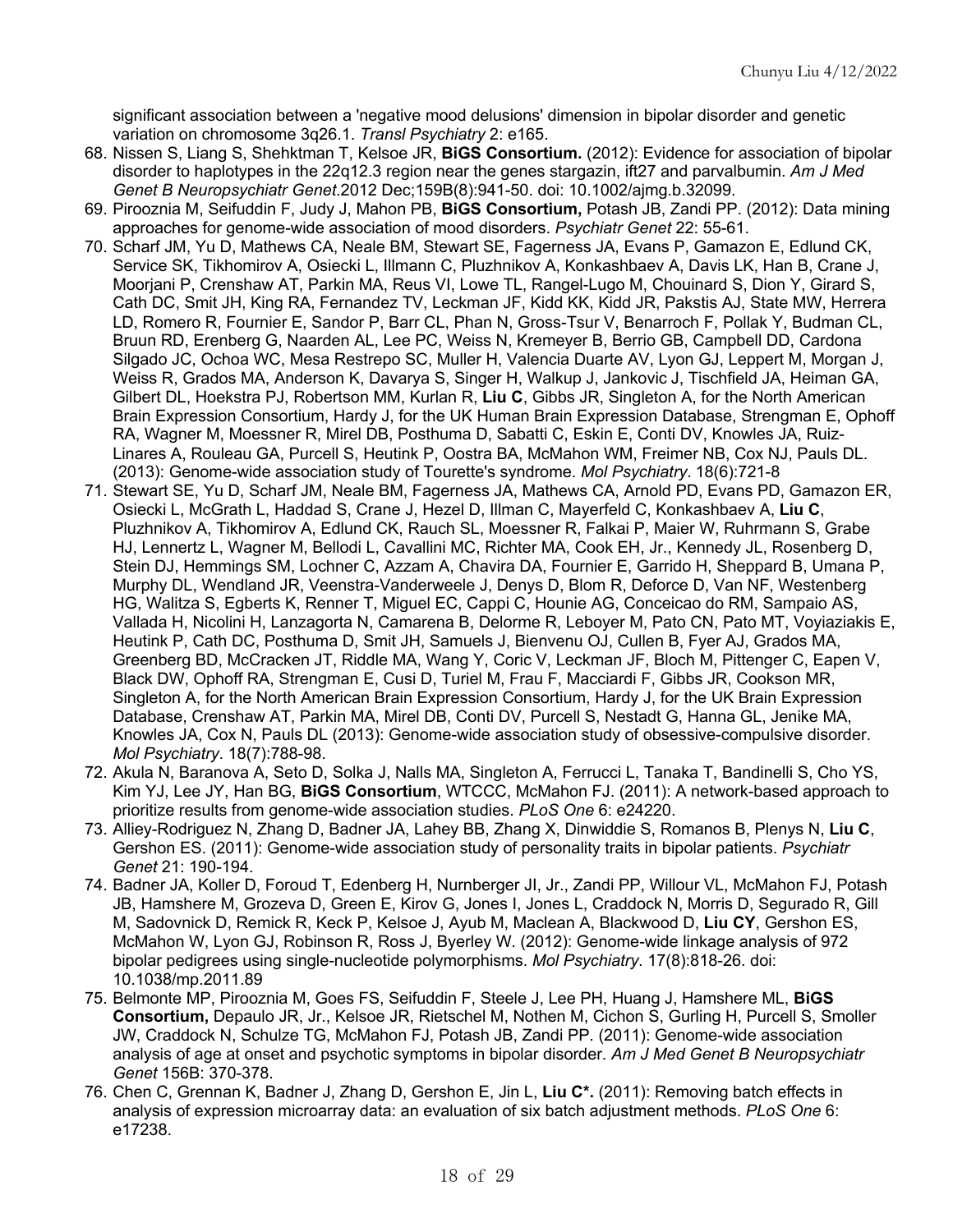significant association between a 'negative mood delusions' dimension in bipolar disorder and genetic variation on chromosome 3q26.1. *Transl Psychiatry* 2: e165.

68. Nissen S, Liang S, Shehktman T, Kelsoe JR, **BiGS Consortium.** (2012): Evidence for association of bipolar disorder to haplotypes in the 22q12.3 region near the genes stargazin, ift27 and parvalbumin. *Am J Med Genet B Neuropsychiatr Genet*.2012 Dec;159B(8):941-50. doi: 10.1002/ajmg.b.32099.
69. Pirooznia M, Seifuddin F, Judy J, Mahon PB, **BiGS Consortium,** Potash JB, Zandi PP. (2012): Data mining approaches for genome-wide association of mood disorders. *Psychiatr Genet* 22: 55-61.
70. Scharf JM, Yu D, Mathews CA, Neale BM, Stewart SE, Fagerness JA, Evans P, Gamazon E, Edlund CK, Service SK, Tikhomirov A, Osiecki L, Illmann C, Pluzhnikov A, Konkashbaev A, Davis LK, Han B, Crane J, Moorjani P, Crenshaw AT, Parkin MA, Reus VI, Lowe TL, Rangel-Lugo M, Chouinard S, Dion Y, Girard S, Cath DC, Smit JH, King RA, Fernandez TV, Leckman JF, Kidd KK, Kidd JR, Pakstis AJ, State MW, Herrera LD, Romero R, Fournier E, Sandor P, Barr CL, Phan N, Gross-Tsur V, Benarroch F, Pollak Y, Budman CL, Bruun RD, Erenberg G, Naarden AL, Lee PC, Weiss N, Kremeyer B, Berrio GB, Campbell DD, Cardona Silgado JC, Ochoa WC, Mesa Restrepo SC, Muller H, Valencia Duarte AV, Lyon GJ, Leppert M, Morgan J, Weiss R, Grados MA, Anderson K, Davarya S, Singer H, Walkup J, Jankovic J, Tischfield JA, Heiman GA, Gilbert DL, Hoekstra PJ, Robertson MM, Kurlan R, **Liu C**, Gibbs JR, Singleton A, for the North American Brain Expression Consortium, Hardy J, for the UK Human Brain Expression Database, Strengman E, Ophoff RA, Wagner M, Moessner R, Mirel DB, Posthuma D, Sabatti C, Eskin E, Conti DV, Knowles JA, Ruiz-Linares A, Rouleau GA, Purcell S, Heutink P, Oostra BA, McMahon WM, Freimer NB, Cox NJ, Pauls DL. (2013): Genome-wide association study of Tourette's syndrome. *Mol Psychiatry*. 18(6):721-8
71. Stewart SE, Yu D, Scharf JM, Neale BM, Fagerness JA, Mathews CA, Arnold PD, Evans PD, Gamazon ER, Osiecki L, McGrath L, Haddad S, Crane J, Hezel D, Illman C, Mayerfeld C, Konkashbaev A, **Liu C**, Pluzhnikov A, Tikhomirov A, Edlund CK, Rauch SL, Moessner R, Falkai P, Maier W, Ruhrmann S, Grabe HJ, Lennertz L, Wagner M, Bellodi L, Cavallini MC, Richter MA, Cook EH, Jr., Kennedy JL, Rosenberg D, Stein DJ, Hemmings SM, Lochner C, Azzam A, Chavira DA, Fournier E, Garrido H, Sheppard B, Umana P, Murphy DL, Wendland JR, Veenstra-Vanderweele J, Denys D, Blom R, Deforce D, Van NF, Westenberg HG, Walitza S, Egberts K, Renner T, Miguel EC, Cappi C, Hounie AG, Conceicao do RM, Sampaio AS, Vallada H, Nicolini H, Lanzagorta N, Camarena B, Delorme R, Leboyer M, Pato CN, Pato MT, Voyiaziakis E, Heutink P, Cath DC, Posthuma D, Smit JH, Samuels J, Bienvenu OJ, Cullen B, Fyer AJ, Grados MA, Greenberg BD, McCracken JT, Riddle MA, Wang Y, Coric V, Leckman JF, Bloch M, Pittenger C, Eapen V, Black DW, Ophoff RA, Strengman E, Cusi D, Turiel M, Frau F, Macciardi F, Gibbs JR, Cookson MR, Singleton A, for the North American Brain Expression Consortium, Hardy J, for the UK Brain Expression Database, Crenshaw AT, Parkin MA, Mirel DB, Conti DV, Purcell S, Nestadt G, Hanna GL, Jenike MA, Knowles JA, Cox N, Pauls DL (2013): Genome-wide association study of obsessive-compulsive disorder. *Mol Psychiatry*. 18(7):788-98.
72. Akula N, Baranova A, Seto D, Solka J, Nalls MA, Singleton A, Ferrucci L, Tanaka T, Bandinelli S, Cho YS, Kim YJ, Lee JY, Han BG, **BiGS Consortium**, WTCCC, McMahon FJ. (2011): A network-based approach to prioritize results from genome-wide association studies. *PLoS One* 6: e24220.
73. Alliey-Rodriguez N, Zhang D, Badner JA, Lahey BB, Zhang X, Dinwiddie S, Romanos B, Plenys N, **Liu C**, Gershon ES. (2011): Genome-wide association study of personality traits in bipolar patients. *Psychiatr Genet* 21: 190-194.
74. Badner JA, Koller D, Foroud T, Edenberg H, Nurnberger JI, Jr., Zandi PP, Willour VL, McMahon FJ, Potash JB, Hamshere M, Grozeva D, Green E, Kirov G, Jones I, Jones L, Craddock N, Morris D, Segurado R, Gill M, Sadovnick D, Remick R, Keck P, Kelsoe J, Ayub M, Maclean A, Blackwood D, **Liu CY**, Gershon ES, McMahon W, Lyon GJ, Robinson R, Ross J, Byerley W. (2012): Genome-wide linkage analysis of 972 bipolar pedigrees using single-nucleotide polymorphisms. *Mol Psychiatry*. 17(8):818-26. doi: 10.1038/mp.2011.89
75. Belmonte MP, Pirooznia M, Goes FS, Seifuddin F, Steele J, Lee PH, Huang J, Hamshere ML, **BiGS Consortium,** Depaulo JR, Jr., Kelsoe JR, Rietschel M, Nothen M, Cichon S, Gurling H, Purcell S, Smoller JW, Craddock N, Schulze TG, McMahon FJ, Potash JB, Zandi PP. (2011): Genome-wide association analysis of age at onset and psychotic symptoms in bipolar disorder. *Am J Med Genet B Neuropsychiatr Genet* 156B: 370-378.
76. Chen C, Grennan K, Badner J, Zhang D, Gershon E, Jin L, **Liu C\*.** (2011): Removing batch effects in analysis of expression microarray data: an evaluation of six batch adjustment methods. *PLoS One* 6: e17238.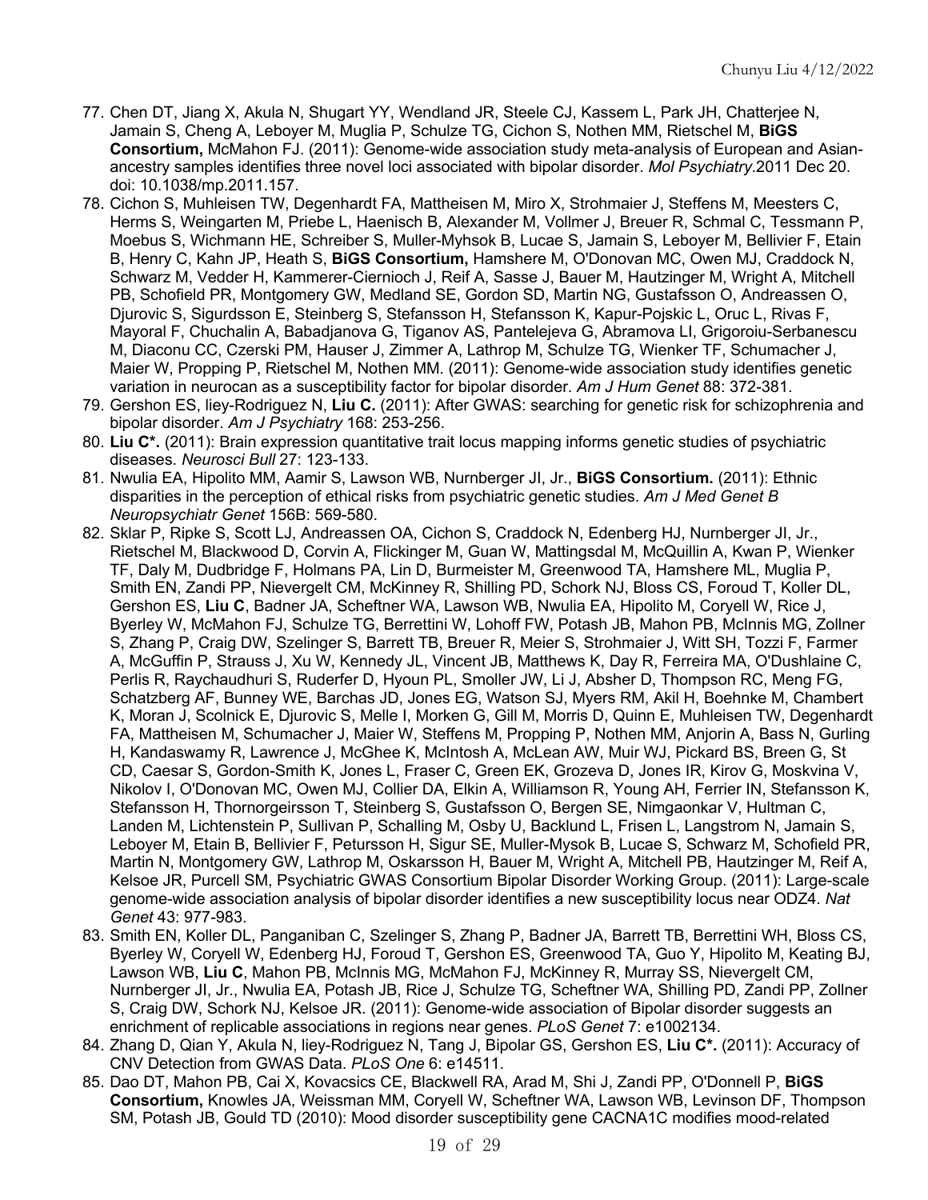77. Chen DT, Jiang X, Akula N, Shugart YY, Wendland JR, Steele CJ, Kassem L, Park JH, Chatterjee N, Jamain S, Cheng A, Leboyer M, Muglia P, Schulze TG, Cichon S, Nothen MM, Rietschel M, **BiGS Consortium,** McMahon FJ. (2011): Genome-wide association study meta-analysis of European and Asian-ancestry samples identifies three novel loci associated with bipolar disorder. *Mol Psychiatry*.2011 Dec 20. doi: 10.1038/mp.2011.157.
78. Cichon S, Muhleisen TW, Degenhardt FA, Mattheisen M, Miro X, Strohmaier J, Steffens M, Meesters C, Herms S, Weingarten M, Priebe L, Haenisch B, Alexander M, Vollmer J, Breuer R, Schmal C, Tessmann P, Moebus S, Wichmann HE, Schreiber S, Muller-Myhsok B, Lucae S, Jamain S, Leboyer M, Bellivier F, Etain B, Henry C, Kahn JP, Heath S, **BiGS Consortium,** Hamshere M, O'Donovan MC, Owen MJ, Craddock N, Schwarz M, Vedder H, Kammerer-Ciernioch J, Reif A, Sasse J, Bauer M, Hautzinger M, Wright A, Mitchell PB, Schofield PR, Montgomery GW, Medland SE, Gordon SD, Martin NG, Gustafsson O, Andreassen O, Djurovic S, Sigurdsson E, Steinberg S, Stefansson H, Stefansson K, Kapur-Pojskic L, Oruc L, Rivas F, Mayoral F, Chuchalin A, Babadjanova G, Tiganov AS, Pantelejeva G, Abramova LI, Grigoroiu-Serbanescu M, Diaconu CC, Czerski PM, Hauser J, Zimmer A, Lathrop M, Schulze TG, Wienker TF, Schumacher J, Maier W, Propping P, Rietschel M, Nothen MM. (2011): Genome-wide association study identifies genetic variation in neurocan as a susceptibility factor for bipolar disorder. *Am J Hum Genet* 88: 372-381.
79. Gershon ES, Iiey-Rodriguez N, **Liu C.** (2011): After GWAS: searching for genetic risk for schizophrenia and bipolar disorder. *Am J Psychiatry* 168: 253-256.
80. **Liu C\*.** (2011): Brain expression quantitative trait locus mapping informs genetic studies of psychiatric diseases. *Neurosci Bull* 27: 123-133.
81. Nwulia EA, Hipolito MM, Aamir S, Lawson WB, Nurnberger JI, Jr., **BiGS Consortium.** (2011): Ethnic disparities in the perception of ethical risks from psychiatric genetic studies. *Am J Med Genet B Neuropsychiatr Genet* 156B: 569-580.
82. Sklar P, Ripke S, Scott LJ, Andreassen OA, Cichon S, Craddock N, Edenberg HJ, Nurnberger JI, Jr., Rietschel M, Blackwood D, Corvin A, Flickinger M, Guan W, Mattingsdal M, McQuillin A, Kwan P, Wienker TF, Daly M, Dudbridge F, Holmans PA, Lin D, Burmeister M, Greenwood TA, Hamshere ML, Muglia P, Smith EN, Zandi PP, Nievergelt CM, McKinney R, Shilling PD, Schork NJ, Bloss CS, Foroud T, Koller DL, Gershon ES, **Liu C**, Badner JA, Scheftner WA, Lawson WB, Nwulia EA, Hipolito M, Coryell W, Rice J, Byerley W, McMahon FJ, Schulze TG, Berrettini W, Lohoff FW, Potash JB, Mahon PB, McInnis MG, Zollner S, Zhang P, Craig DW, Szelinger S, Barrett TB, Breuer R, Meier S, Strohmaier J, Witt SH, Tozzi F, Farmer A, McGuffin P, Strauss J, Xu W, Kennedy JL, Vincent JB, Matthews K, Day R, Ferreira MA, O'Dushlaine C, Perlis R, Raychaudhuri S, Ruderfer D, Hyoun PL, Smoller JW, Li J, Absher D, Thompson RC, Meng FG, Schatzberg AF, Bunney WE, Barchas JD, Jones EG, Watson SJ, Myers RM, Akil H, Boehnke M, Chambert K, Moran J, Scolnick E, Djurovic S, Melle I, Morken G, Gill M, Morris D, Quinn E, Muhleisen TW, Degenhardt FA, Mattheisen M, Schumacher J, Maier W, Steffens M, Propping P, Nothen MM, Anjorin A, Bass N, Gurling H, Kandaswamy R, Lawrence J, McGhee K, McIntosh A, McLean AW, Muir WJ, Pickard BS, Breen G, St CD, Caesar S, Gordon-Smith K, Jones L, Fraser C, Green EK, Grozeva D, Jones IR, Kirov G, Moskvina V, Nikolov I, O'Donovan MC, Owen MJ, Collier DA, Elkin A, Williamson R, Young AH, Ferrier IN, Stefansson K, Stefansson H, Thornorgeirsson T, Steinberg S, Gustafsson O, Bergen SE, Nimgaonkar V, Hultman C, Landen M, Lichtenstein P, Sullivan P, Schalling M, Osby U, Backlund L, Frisen L, Langstrom N, Jamain S, Leboyer M, Etain B, Bellivier F, Petursson H, Sigur SE, Muller-Mysok B, Lucae S, Schwarz M, Schofield PR, Martin N, Montgomery GW, Lathrop M, Oskarsson H, Bauer M, Wright A, Mitchell PB, Hautzinger M, Reif A, Kelsoe JR, Purcell SM, Psychiatric GWAS Consortium Bipolar Disorder Working Group. (2011): Large-scale genome-wide association analysis of bipolar disorder identifies a new susceptibility locus near ODZ4. *Nat Genet* 43: 977-983.
83. Smith EN, Koller DL, Panganiban C, Szelinger S, Zhang P, Badner JA, Barrett TB, Berrettini WH, Bloss CS, Byerley W, Coryell W, Edenberg HJ, Foroud T, Gershon ES, Greenwood TA, Guo Y, Hipolito M, Keating BJ, Lawson WB, **Liu C**, Mahon PB, McInnis MG, McMahon FJ, McKinney R, Murray SS, Nievergelt CM, Nurnberger JI, Jr., Nwulia EA, Potash JB, Rice J, Schulze TG, Scheftner WA, Shilling PD, Zandi PP, Zollner S, Craig DW, Schork NJ, Kelsoe JR. (2011): Genome-wide association of Bipolar disorder suggests an enrichment of replicable associations in regions near genes. *PLoS Genet* 7: e1002134.
84. Zhang D, Qian Y, Akula N, Iiey-Rodriguez N, Tang J, Bipolar GS, Gershon ES, **Liu C\*.** (2011): Accuracy of CNV Detection from GWAS Data. *PLoS One* 6: e14511.
85. Dao DT, Mahon PB, Cai X, Kovacsics CE, Blackwell RA, Arad M, Shi J, Zandi PP, O'Donnell P, **BiGS Consortium,** Knowles JA, Weissman MM, Coryell W, Scheftner WA, Lawson WB, Levinson DF, Thompson SM, Potash JB, Gould TD (2010): Mood disorder susceptibility gene CACNA1C modifies mood-related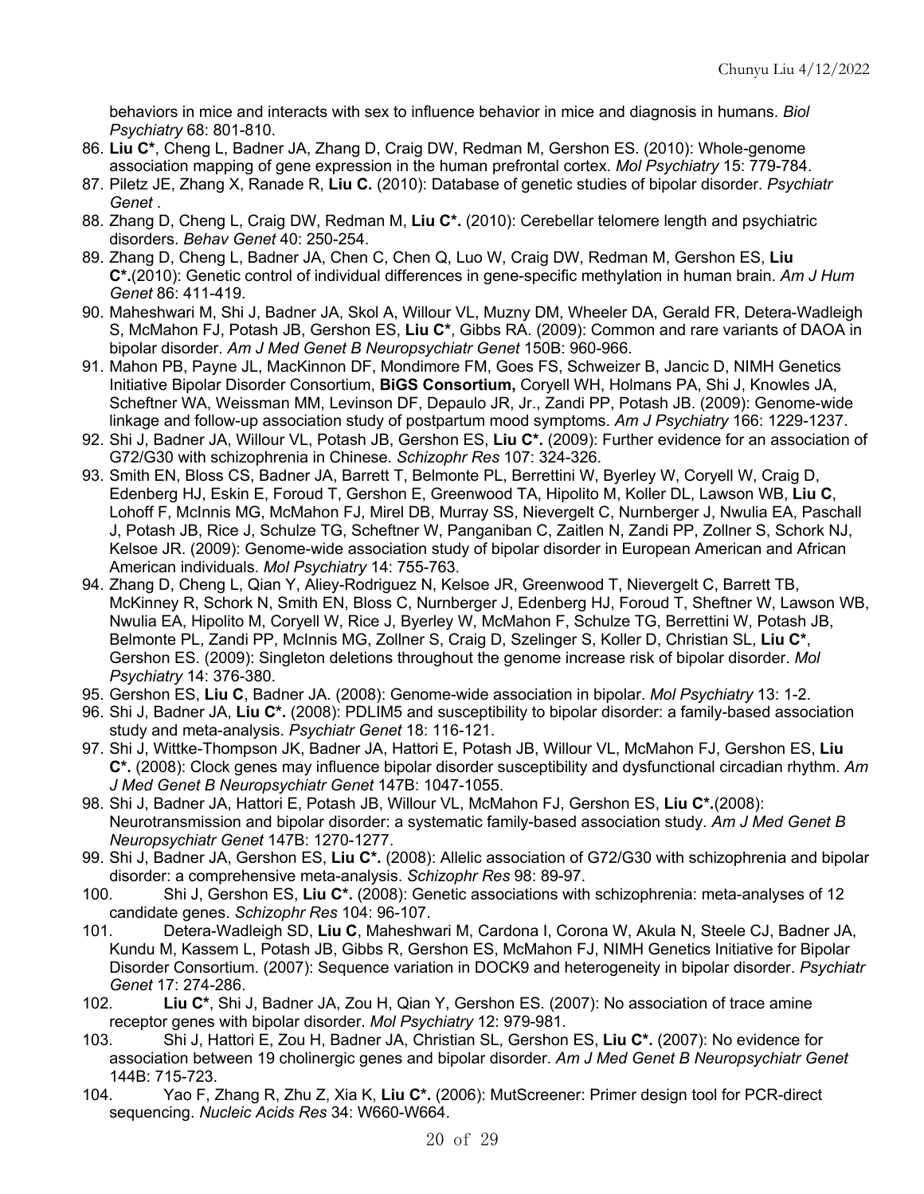behaviors in mice and interacts with sex to influence behavior in mice and diagnosis in humans. *Biol Psychiatry* 68: 801-810.

86. **Liu C***, Cheng L, Badner JA, Zhang D, Craig DW, Redman M, Gershon ES. (2010): Whole-genome association mapping of gene expression in the human prefrontal cortex. *Mol Psychiatry* 15: 779-784.
87. Piletz JE, Zhang X, Ranade R, **Liu C.** (2010): Database of genetic studies of bipolar disorder. *Psychiatr Genet* .
88. Zhang D, Cheng L, Craig DW, Redman M, **Liu C*.** (2010): Cerebellar telomere length and psychiatric disorders. *Behav Genet* 40: 250-254.
89. Zhang D, Cheng L, Badner JA, Chen C, Chen Q, Luo W, Craig DW, Redman M, Gershon ES, **Liu C*.**(2010): Genetic control of individual differences in gene-specific methylation in human brain. *Am J Hum Genet* 86: 411-419.
90. Maheshwari M, Shi J, Badner JA, Skol A, Willour VL, Muzny DM, Wheeler DA, Gerald FR, Detera-Wadleigh S, McMahon FJ, Potash JB, Gershon ES, **Liu C***, Gibbs RA. (2009): Common and rare variants of DAOA in bipolar disorder. *Am J Med Genet B Neuropsychiatr Genet* 150B: 960-966.
91. Mahon PB, Payne JL, MacKinnon DF, Mondimore FM, Goes FS, Schweizer B, Jancic D, NIMH Genetics Initiative Bipolar Disorder Consortium, **BiGS Consortium,** Coryell WH, Holmans PA, Shi J, Knowles JA, Scheftner WA, Weissman MM, Levinson DF, Depaulo JR, Jr., Zandi PP, Potash JB. (2009): Genome-wide linkage and follow-up association study of postpartum mood symptoms. *Am J Psychiatry* 166: 1229-1237.
92. Shi J, Badner JA, Willour VL, Potash JB, Gershon ES, **Liu C*.** (2009): Further evidence for an association of G72/G30 with schizophrenia in Chinese. *Schizophr Res* 107: 324-326.
93. Smith EN, Bloss CS, Badner JA, Barrett T, Belmonte PL, Berrettini W, Byerley W, Coryell W, Craig D, Edenberg HJ, Eskin E, Foroud T, Gershon E, Greenwood TA, Hipolito M, Koller DL, Lawson WB, **Liu C**, Lohoff F, McInnis MG, McMahon FJ, Mirel DB, Murray SS, Nievergelt C, Nurnberger J, Nwulia EA, Paschall J, Potash JB, Rice J, Schulze TG, Scheftner W, Panganiban C, Zaitlen N, Zandi PP, Zollner S, Schork NJ, Kelsoe JR. (2009): Genome-wide association study of bipolar disorder in European American and African American individuals. *Mol Psychiatry* 14: 755-763.
94. Zhang D, Cheng L, Qian Y, Aliey-Rodriguez N, Kelsoe JR, Greenwood T, Nievergelt C, Barrett TB, McKinney R, Schork N, Smith EN, Bloss C, Nurnberger J, Edenberg HJ, Foroud T, Sheftner W, Lawson WB, Nwulia EA, Hipolito M, Coryell W, Rice J, Byerley W, McMahon F, Schulze TG, Berrettini W, Potash JB, Belmonte PL, Zandi PP, McInnis MG, Zollner S, Craig D, Szelinger S, Koller D, Christian SL, **Liu C***, Gershon ES. (2009): Singleton deletions throughout the genome increase risk of bipolar disorder. *Mol Psychiatry* 14: 376-380.
95. Gershon ES, **Liu C**, Badner JA. (2008): Genome-wide association in bipolar. *Mol Psychiatry* 13: 1-2.
96. Shi J, Badner JA, **Liu C*.** (2008): PDLIM5 and susceptibility to bipolar disorder: a family-based association study and meta-analysis. *Psychiatr Genet* 18: 116-121.
97. Shi J, Wittke-Thompson JK, Badner JA, Hattori E, Potash JB, Willour VL, McMahon FJ, Gershon ES, **Liu C*.** (2008): Clock genes may influence bipolar disorder susceptibility and dysfunctional circadian rhythm. *Am J Med Genet B Neuropsychiatr Genet* 147B: 1047-1055.
98. Shi J, Badner JA, Hattori E, Potash JB, Willour VL, McMahon FJ, Gershon ES, **Liu C*.**(2008): Neurotransmission and bipolar disorder: a systematic family-based association study. *Am J Med Genet B Neuropsychiatr Genet* 147B: 1270-1277.
99. Shi J, Badner JA, Gershon ES, **Liu C*.** (2008): Allelic association of G72/G30 with schizophrenia and bipolar disorder: a comprehensive meta-analysis. *Schizophr Res* 98: 89-97.
100. Shi J, Gershon ES, **Liu C*.** (2008): Genetic associations with schizophrenia: meta-analyses of 12 candidate genes. *Schizophr Res* 104: 96-107.
101. Detera-Wadleigh SD, **Liu C**, Maheshwari M, Cardona I, Corona W, Akula N, Steele CJ, Badner JA, Kundu M, Kassem L, Potash JB, Gibbs R, Gershon ES, McMahon FJ, NIMH Genetics Initiative for Bipolar Disorder Consortium. (2007): Sequence variation in DOCK9 and heterogeneity in bipolar disorder. *Psychiatr Genet* 17: 274-286.
102. **Liu C***, Shi J, Badner JA, Zou H, Qian Y, Gershon ES. (2007): No association of trace amine receptor genes with bipolar disorder. *Mol Psychiatry* 12: 979-981.
103. Shi J, Hattori E, Zou H, Badner JA, Christian SL, Gershon ES, **Liu C*.** (2007): No evidence for association between 19 cholinergic genes and bipolar disorder. *Am J Med Genet B Neuropsychiatr Genet* 144B: 715-723.
104. Yao F, Zhang R, Zhu Z, Xia K, **Liu C*.** (2006): MutScreener: Primer design tool for PCR-direct sequencing. *Nucleic Acids Res* 34: W660-W664.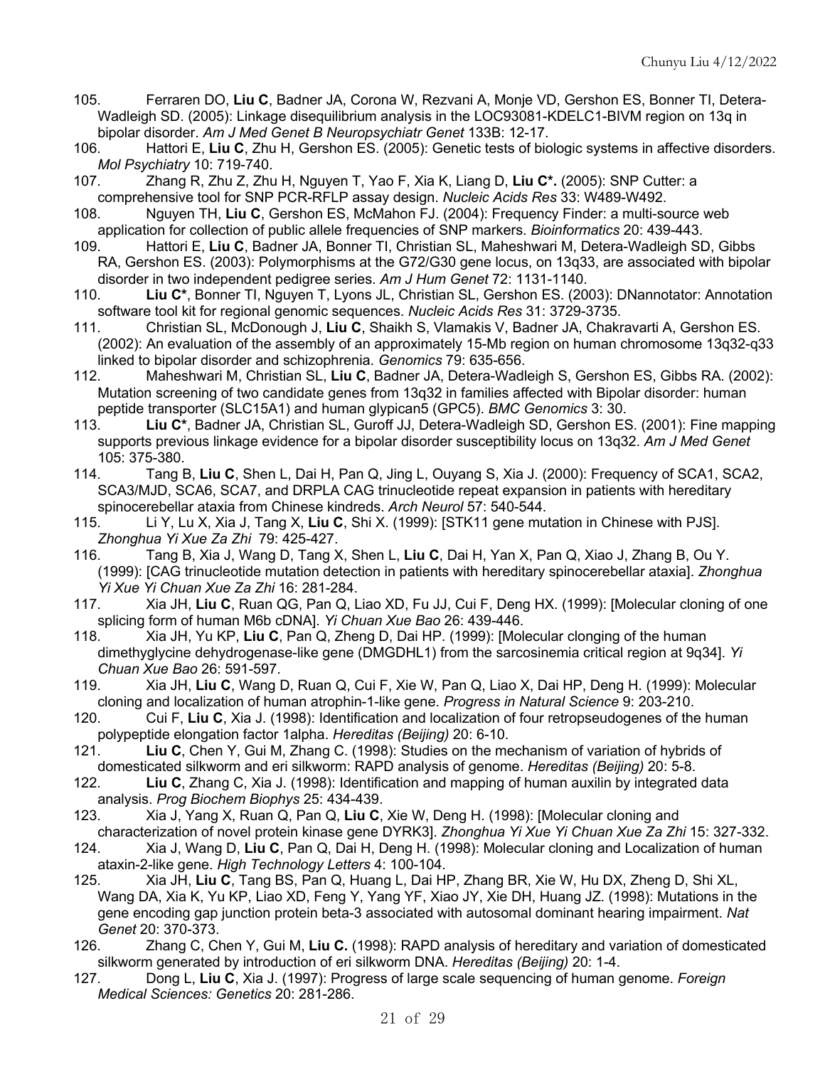105. Ferraren DO, **Liu C**, Badner JA, Corona W, Rezvani A, Monje VD, Gershon ES, Bonner TI, Detera-Wadleigh SD. (2005): Linkage disequilibrium analysis in the LOC93081-KDELC1-BIVM region on 13q in bipolar disorder. *Am J Med Genet B Neuropsychiatr Genet* 133B: 12-17.

106. Hattori E, **Liu C**, Zhu H, Gershon ES. (2005): Genetic tests of biologic systems in affective disorders. *Mol Psychiatry* 10: 719-740.

107. Zhang R, Zhu Z, Zhu H, Nguyen T, Yao F, Xia K, Liang D, **Liu C\*.** (2005): SNP Cutter: a comprehensive tool for SNP PCR-RFLP assay design. *Nucleic Acids Res* 33: W489-W492.

108. Nguyen TH, **Liu C**, Gershon ES, McMahon FJ. (2004): Frequency Finder: a multi-source web application for collection of public allele frequencies of SNP markers. *Bioinformatics* 20: 439-443.

109. Hattori E, **Liu C**, Badner JA, Bonner TI, Christian SL, Maheshwari M, Detera-Wadleigh SD, Gibbs RA, Gershon ES. (2003): Polymorphisms at the G72/G30 gene locus, on 13q33, are associated with bipolar disorder in two independent pedigree series. *Am J Hum Genet* 72: 1131-1140.

110. **Liu C\***, Bonner TI, Nguyen T, Lyons JL, Christian SL, Gershon ES. (2003): DNannotator: Annotation software tool kit for regional genomic sequences. *Nucleic Acids Res* 31: 3729-3735.

111. Christian SL, McDonough J, **Liu C**, Shaikh S, Vlamakis V, Badner JA, Chakravarti A, Gershon ES. (2002): An evaluation of the assembly of an approximately 15-Mb region on human chromosome 13q32-q33 linked to bipolar disorder and schizophrenia. *Genomics* 79: 635-656.

112. Maheshwari M, Christian SL, **Liu C**, Badner JA, Detera-Wadleigh S, Gershon ES, Gibbs RA. (2002): Mutation screening of two candidate genes from 13q32 in families affected with Bipolar disorder: human peptide transporter (SLC15A1) and human glypican5 (GPC5). *BMC Genomics* 3: 30.

113. **Liu C\***, Badner JA, Christian SL, Guroff JJ, Detera-Wadleigh SD, Gershon ES. (2001): Fine mapping supports previous linkage evidence for a bipolar disorder susceptibility locus on 13q32. *Am J Med Genet* 105: 375-380.

114. Tang B, **Liu C**, Shen L, Dai H, Pan Q, Jing L, Ouyang S, Xia J. (2000): Frequency of SCA1, SCA2, SCA3/MJD, SCA6, SCA7, and DRPLA CAG trinucleotide repeat expansion in patients with hereditary spinocerebellar ataxia from Chinese kindreds. *Arch Neurol* 57: 540-544.

115. Li Y, Lu X, Xia J, Tang X, **Liu C**, Shi X. (1999): [STK11 gene mutation in Chinese with PJS]. *Zhonghua Yi Xue Za Zhi* 79: 425-427.

116. Tang B, Xia J, Wang D, Tang X, Shen L, **Liu C**, Dai H, Yan X, Pan Q, Xiao J, Zhang B, Ou Y. (1999): [CAG trinucleotide mutation detection in patients with hereditary spinocerebellar ataxia]. *Zhonghua Yi Xue Yi Chuan Xue Za Zhi* 16: 281-284.

117. Xia JH, **Liu C**, Ruan QG, Pan Q, Liao XD, Fu JJ, Cui F, Deng HX. (1999): [Molecular cloning of one splicing form of human M6b cDNA]. *Yi Chuan Xue Bao* 26: 439-446.

118. Xia JH, Yu KP, **Liu C**, Pan Q, Zheng D, Dai HP. (1999): [Molecular clonging of the human dimethyglycine dehydrogenase-like gene (DMGDHL1) from the sarcosinemia critical region at 9q34]. *Yi Chuan Xue Bao* 26: 591-597.

119. Xia JH, **Liu C**, Wang D, Ruan Q, Cui F, Xie W, Pan Q, Liao X, Dai HP, Deng H. (1999): Molecular cloning and localization of human atrophin-1-like gene. *Progress in Natural Science* 9: 203-210.

120. Cui F, **Liu C**, Xia J. (1998): Identification and localization of four retropseudogenes of the human polypeptide elongation factor 1alpha. *Hereditas (Beijing)* 20: 6-10.

121. **Liu C**, Chen Y, Gui M, Zhang C. (1998): Studies on the mechanism of variation of hybrids of domesticated silkworm and eri silkworm: RAPD analysis of genome. *Hereditas (Beijing)* 20: 5-8.

122. **Liu C**, Zhang C, Xia J. (1998): Identification and mapping of human auxilin by integrated data analysis. *Prog Biochem Biophys* 25: 434-439.

123. Xia J, Yang X, Ruan Q, Pan Q, **Liu C**, Xie W, Deng H. (1998): [Molecular cloning and characterization of novel protein kinase gene DYRK3]. *Zhonghua Yi Xue Yi Chuan Xue Za Zhi* 15: 327-332.

124. Xia J, Wang D, **Liu C**, Pan Q, Dai H, Deng H. (1998): Molecular cloning and Localization of human ataxin-2-like gene. *High Technology Letters* 4: 100-104.

125. Xia JH, **Liu C**, Tang BS, Pan Q, Huang L, Dai HP, Zhang BR, Xie W, Hu DX, Zheng D, Shi XL, Wang DA, Xia K, Yu KP, Liao XD, Feng Y, Yang YF, Xiao JY, Xie DH, Huang JZ. (1998): Mutations in the gene encoding gap junction protein beta-3 associated with autosomal dominant hearing impairment. *Nat Genet* 20: 370-373.

126. Zhang C, Chen Y, Gui M, **Liu C.** (1998): RAPD analysis of hereditary and variation of domesticated silkworm generated by introduction of eri silkworm DNA. *Hereditas (Beijing)* 20: 1-4.

127. Dong L, **Liu C**, Xia J. (1997): Progress of large scale sequencing of human genome. *Foreign Medical Sciences: Genetics* 20: 281-286.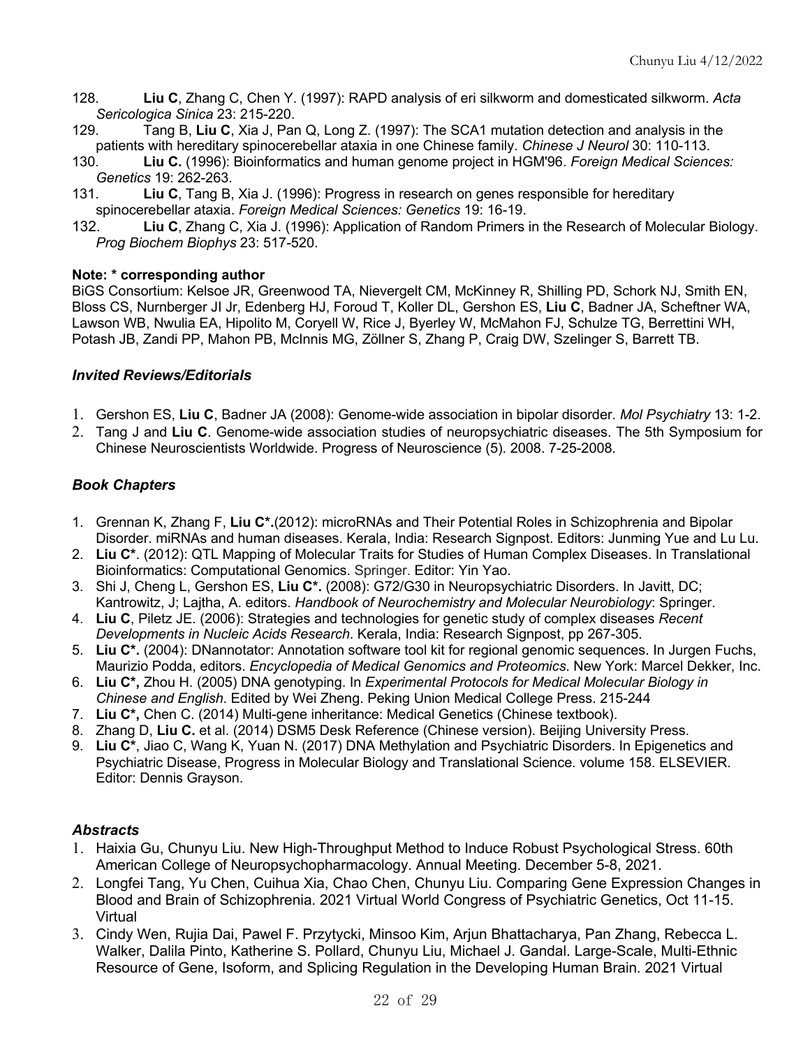128. **Liu C**, Zhang C, Chen Y. (1997): RAPD analysis of eri silkworm and domesticated silkworm. *Acta Sericologica Sinica* 23: 215-220.
129. Tang B, **Liu C**, Xia J, Pan Q, Long Z. (1997): The SCA1 mutation detection and analysis in the patients with hereditary spinocerebellar ataxia in one Chinese family. *Chinese J Neurol* 30: 110-113.
130. **Liu C.** (1996): Bioinformatics and human genome project in HGM'96. *Foreign Medical Sciences: Genetics* 19: 262-263.
131. **Liu C**, Tang B, Xia J. (1996): Progress in research on genes responsible for hereditary spinocerebellar ataxia. *Foreign Medical Sciences: Genetics* 19: 16-19.
132. **Liu C**, Zhang C, Xia J. (1996): Application of Random Primers in the Research of Molecular Biology. *Prog Biochem Biophys* 23: 517-520.

**Note: * corresponding author**

BiGS Consortium: Kelsoe JR, Greenwood TA, Nievergelt CM, McKinney R, Shilling PD, Schork NJ, Smith EN, Bloss CS, Nurnberger JI Jr, Edenberg HJ, Foroud T, Koller DL, Gershon ES, **Liu C**, Badner JA, Scheftner WA, Lawson WB, Nwulia EA, Hipolito M, Coryell W, Rice J, Byerley W, McMahon FJ, Schulze TG, Berrettini WH, Potash JB, Zandi PP, Mahon PB, McInnis MG, Zöllner S, Zhang P, Craig DW, Szelinger S, Barrett TB.

### *Invited Reviews/Editorials*

1. Gershon ES, **Liu C**, Badner JA (2008): Genome-wide association in bipolar disorder. *Mol Psychiatry* 13: 1-2.
2. Tang J and **Liu C**. Genome-wide association studies of neuropsychiatric diseases. The 5th Symposium for Chinese Neuroscientists Worldwide. Progress of Neuroscience (5). 2008. 7-25-2008.

### *Book Chapters*

1. Grennan K, Zhang F, **Liu C*.**(2012): microRNAs and Their Potential Roles in Schizophrenia and Bipolar Disorder. miRNAs and human diseases. Kerala, India: Research Signpost. Editors: Junming Yue and Lu Lu.
2. **Liu C***. (2012): QTL Mapping of Molecular Traits for Studies of Human Complex Diseases. In Translational Bioinformatics: Computational Genomics. Springer. Editor: Yin Yao.
3. Shi J, Cheng L, Gershon ES, **Liu C*.** (2008): G72/G30 in Neuropsychiatric Disorders. In Javitt, DC; Kantrowitz, J; Lajtha, A. editors. *Handbook of Neurochemistry and Molecular Neurobiology*: Springer.
4. **Liu C**, Piletz JE. (2006): Strategies and technologies for genetic study of complex diseases *Recent Developments in Nucleic Acids Research*. Kerala, India: Research Signpost, pp 267-305.
5. **Liu C*.** (2004): DNannotator: Annotation software tool kit for regional genomic sequences. In Jurgen Fuchs, Maurizio Podda, editors. *Encyclopedia of Medical Genomics and Proteomics*. New York: Marcel Dekker, Inc.
6. **Liu C*,** Zhou H. (2005) DNA genotyping. In *Experimental Protocols for Medical Molecular Biology in Chinese and English*. Edited by Wei Zheng. Peking Union Medical College Press. 215-244
7. **Liu C*,** Chen C. (2014) Multi-gene inheritance: Medical Genetics (Chinese textbook).
8. Zhang D, **Liu C.** et al. (2014) DSM5 Desk Reference (Chinese version). Beijing University Press.
9. **Liu C***, Jiao C, Wang K, Yuan N. (2017) DNA Methylation and Psychiatric Disorders. In Epigenetics and Psychiatric Disease, Progress in Molecular Biology and Translational Science. volume 158. ELSEVIER. Editor: Dennis Grayson.

### *Abstracts*

1. Haixia Gu, Chunyu Liu. New High-Throughput Method to Induce Robust Psychological Stress. 60th American College of Neuropsychopharmacology. Annual Meeting. December 5-8, 2021.
2. Longfei Tang, Yu Chen, Cuihua Xia, Chao Chen, Chunyu Liu. Comparing Gene Expression Changes in Blood and Brain of Schizophrenia. 2021 Virtual World Congress of Psychiatric Genetics, Oct 11-15. Virtual
3. Cindy Wen, Rujia Dai, Pawel F. Przytycki, Minsoo Kim, Arjun Bhattacharya, Pan Zhang, Rebecca L. Walker, Dalila Pinto, Katherine S. Pollard, Chunyu Liu, Michael J. Gandal. Large-Scale, Multi-Ethnic Resource of Gene, Isoform, and Splicing Regulation in the Developing Human Brain. 2021 Virtual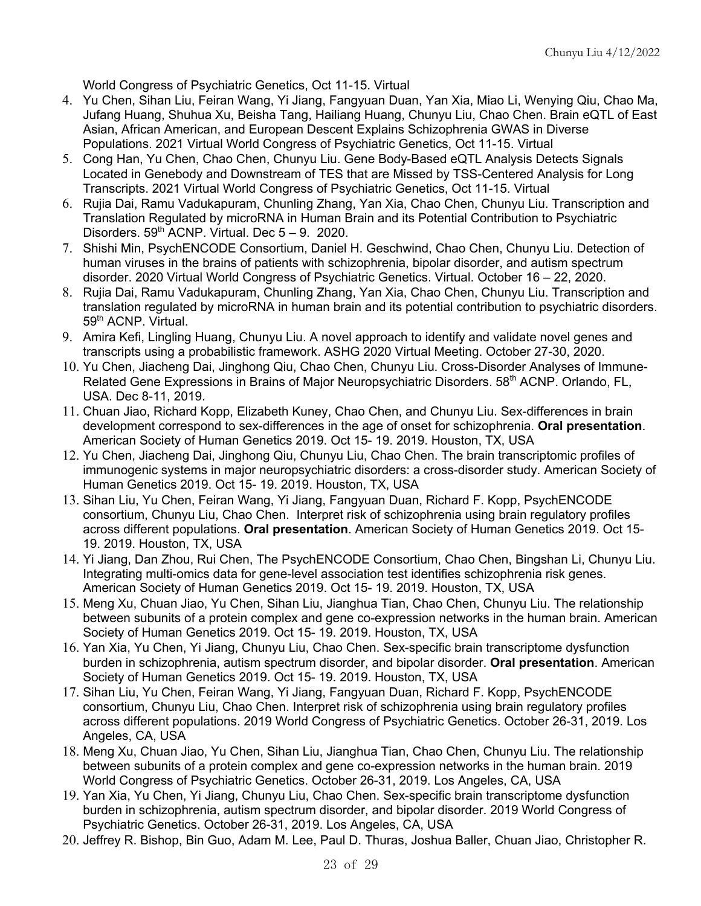World Congress of Psychiatric Genetics, Oct 11-15. Virtual

4. Yu Chen, Sihan Liu, Feiran Wang, Yi Jiang, Fangyuan Duan, Yan Xia, Miao Li, Wenying Qiu, Chao Ma, Jufang Huang, Shuhua Xu, Beisha Tang, Hailiang Huang, Chunyu Liu, Chao Chen. Brain eQTL of East Asian, African American, and European Descent Explains Schizophrenia GWAS in Diverse Populations. 2021 Virtual World Congress of Psychiatric Genetics, Oct 11-15. Virtual
5. Cong Han, Yu Chen, Chao Chen, Chunyu Liu. Gene Body-Based eQTL Analysis Detects Signals Located in Genebody and Downstream of TES that are Missed by TSS-Centered Analysis for Long Transcripts. 2021 Virtual World Congress of Psychiatric Genetics, Oct 11-15. Virtual
6. Rujia Dai, Ramu Vadukapuram, Chunling Zhang, Yan Xia, Chao Chen, Chunyu Liu. Transcription and Translation Regulated by microRNA in Human Brain and its Potential Contribution to Psychiatric Disorders. 59th ACNP. Virtual. Dec 5 – 9. 2020.
7. Shishi Min, PsychENCODE Consortium, Daniel H. Geschwind, Chao Chen, Chunyu Liu. Detection of human viruses in the brains of patients with schizophrenia, bipolar disorder, and autism spectrum disorder. 2020 Virtual World Congress of Psychiatric Genetics. Virtual. October 16 – 22, 2020.
8. Rujia Dai, Ramu Vadukapuram, Chunling Zhang, Yan Xia, Chao Chen, Chunyu Liu. Transcription and translation regulated by microRNA in human brain and its potential contribution to psychiatric disorders. 59th ACNP. Virtual.
9. Amira Kefi, Lingling Huang, Chunyu Liu. A novel approach to identify and validate novel genes and transcripts using a probabilistic framework. ASHG 2020 Virtual Meeting. October 27-30, 2020.
10. Yu Chen, Jiacheng Dai, Jinghong Qiu, Chao Chen, Chunyu Liu. Cross-Disorder Analyses of Immune-Related Gene Expressions in Brains of Major Neuropsychiatric Disorders. 58th ACNP. Orlando, FL, USA. Dec 8-11, 2019.
11. Chuan Jiao, Richard Kopp, Elizabeth Kuney, Chao Chen, and Chunyu Liu. Sex-differences in brain development correspond to sex-differences in the age of onset for schizophrenia. **Oral presentation**. American Society of Human Genetics 2019. Oct 15- 19. 2019. Houston, TX, USA
12. Yu Chen, Jiacheng Dai, Jinghong Qiu, Chunyu Liu, Chao Chen. The brain transcriptomic profiles of immunogenic systems in major neuropsychiatric disorders: a cross-disorder study. American Society of Human Genetics 2019. Oct 15- 19. 2019. Houston, TX, USA
13. Sihan Liu, Yu Chen, Feiran Wang, Yi Jiang, Fangyuan Duan, Richard F. Kopp, PsychENCODE consortium, Chunyu Liu, Chao Chen. Interpret risk of schizophrenia using brain regulatory profiles across different populations. **Oral presentation**. American Society of Human Genetics 2019. Oct 15-19. 2019. Houston, TX, USA
14. Yi Jiang, Dan Zhou, Rui Chen, The PsychENCODE Consortium, Chao Chen, Bingshan Li, Chunyu Liu. Integrating multi-omics data for gene-level association test identifies schizophrenia risk genes. American Society of Human Genetics 2019. Oct 15- 19. 2019. Houston, TX, USA
15. Meng Xu, Chuan Jiao, Yu Chen, Sihan Liu, Jianghua Tian, Chao Chen, Chunyu Liu. The relationship between subunits of a protein complex and gene co-expression networks in the human brain. American Society of Human Genetics 2019. Oct 15- 19. 2019. Houston, TX, USA
16. Yan Xia, Yu Chen, Yi Jiang, Chunyu Liu, Chao Chen. Sex-specific brain transcriptome dysfunction burden in schizophrenia, autism spectrum disorder, and bipolar disorder. **Oral presentation**. American Society of Human Genetics 2019. Oct 15- 19. 2019. Houston, TX, USA
17. Sihan Liu, Yu Chen, Feiran Wang, Yi Jiang, Fangyuan Duan, Richard F. Kopp, PsychENCODE consortium, Chunyu Liu, Chao Chen. Interpret risk of schizophrenia using brain regulatory profiles across different populations. 2019 World Congress of Psychiatric Genetics. October 26-31, 2019. Los Angeles, CA, USA
18. Meng Xu, Chuan Jiao, Yu Chen, Sihan Liu, Jianghua Tian, Chao Chen, Chunyu Liu. The relationship between subunits of a protein complex and gene co-expression networks in the human brain. 2019 World Congress of Psychiatric Genetics. October 26-31, 2019. Los Angeles, CA, USA
19. Yan Xia, Yu Chen, Yi Jiang, Chunyu Liu, Chao Chen. Sex-specific brain transcriptome dysfunction burden in schizophrenia, autism spectrum disorder, and bipolar disorder. 2019 World Congress of Psychiatric Genetics. October 26-31, 2019. Los Angeles, CA, USA
20. Jeffrey R. Bishop, Bin Guo, Adam M. Lee, Paul D. Thuras, Joshua Baller, Chuan Jiao, Christopher R.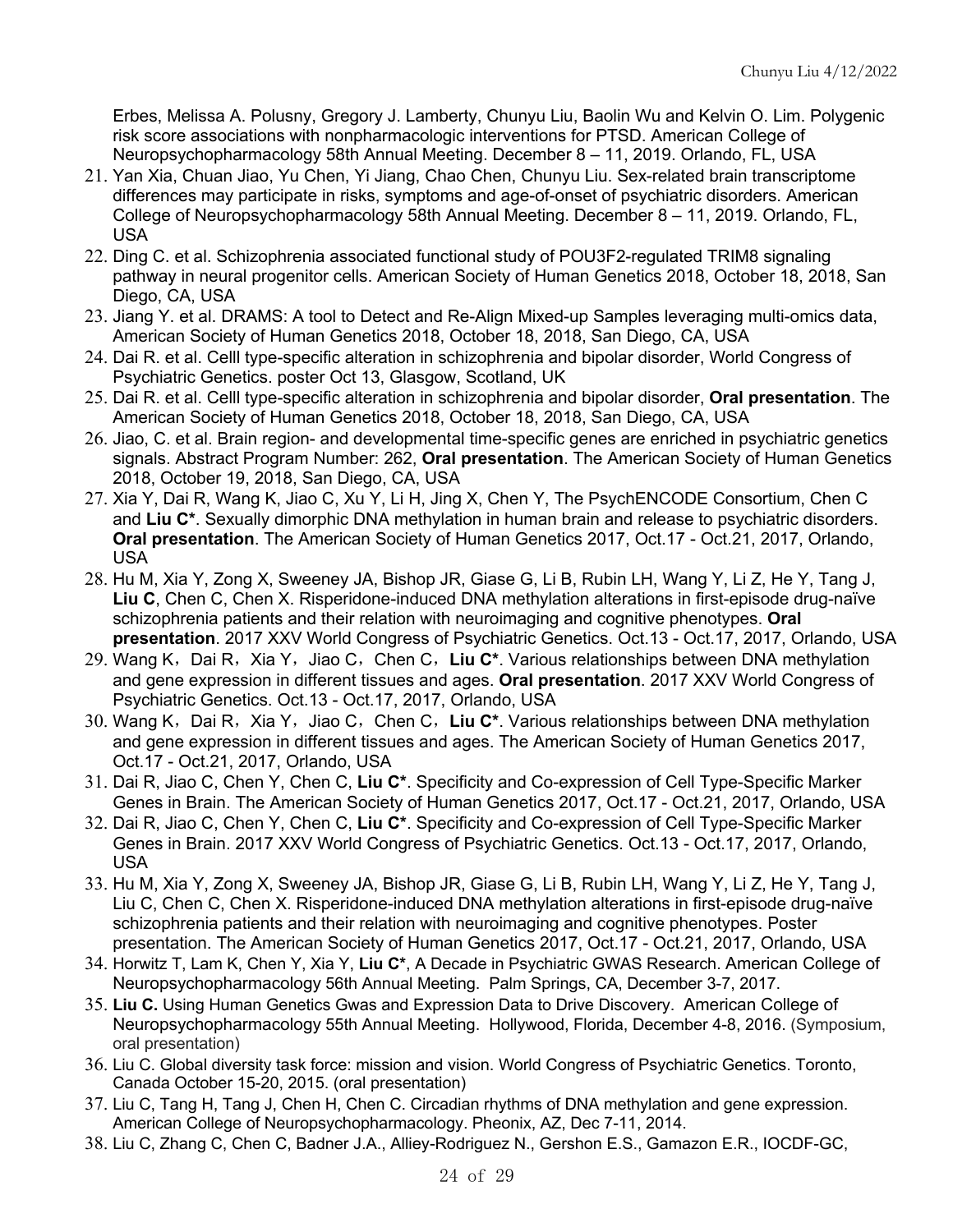Erbes, Melissa A. Polusny, Gregory J. Lamberty, Chunyu Liu, Baolin Wu and Kelvin O. Lim. Polygenic risk score associations with nonpharmacologic interventions for PTSD. American College of Neuropsychopharmacology 58th Annual Meeting. December 8 – 11, 2019. Orlando, FL, USA

21. Yan Xia, Chuan Jiao, Yu Chen, Yi Jiang, Chao Chen, Chunyu Liu. Sex-related brain transcriptome differences may participate in risks, symptoms and age-of-onset of psychiatric disorders. American College of Neuropsychopharmacology 58th Annual Meeting. December 8 – 11, 2019. Orlando, FL, USA
22. Ding C. et al. Schizophrenia associated functional study of POU3F2-regulated TRIM8 signaling pathway in neural progenitor cells. American Society of Human Genetics 2018, October 18, 2018, San Diego, CA, USA
23. Jiang Y. et al. DRAMS: A tool to Detect and Re-Align Mixed-up Samples leveraging multi-omics data, American Society of Human Genetics 2018, October 18, 2018, San Diego, CA, USA
24. Dai R. et al. Celll type-specific alteration in schizophrenia and bipolar disorder, World Congress of Psychiatric Genetics. poster Oct 13, Glasgow, Scotland, UK
25. Dai R. et al. Celll type-specific alteration in schizophrenia and bipolar disorder, **Oral presentation**. The American Society of Human Genetics 2018, October 18, 2018, San Diego, CA, USA
26. Jiao, C. et al. Brain region- and developmental time-specific genes are enriched in psychiatric genetics signals. Abstract Program Number: 262, **Oral presentation**. The American Society of Human Genetics 2018, October 19, 2018, San Diego, CA, USA
27. Xia Y, Dai R, Wang K, Jiao C, Xu Y, Li H, Jing X, Chen Y, The PsychENCODE Consortium, Chen C and **Liu C***. Sexually dimorphic DNA methylation in human brain and release to psychiatric disorders. **Oral presentation**. The American Society of Human Genetics 2017, Oct.17 - Oct.21, 2017, Orlando, USA
28. Hu M, Xia Y, Zong X, Sweeney JA, Bishop JR, Giase G, Li B, Rubin LH, Wang Y, Li Z, He Y, Tang J, **Liu C**, Chen C, Chen X. Risperidone-induced DNA methylation alterations in first-episode drug-naïve schizophrenia patients and their relation with neuroimaging and cognitive phenotypes. **Oral presentation**. 2017 XXV World Congress of Psychiatric Genetics. Oct.13 - Oct.17, 2017, Orlando, USA
29. Wang K，Dai R，Xia Y，Jiao C，Chen C，**Liu C***. Various relationships between DNA methylation and gene expression in different tissues and ages. **Oral presentation**. 2017 XXV World Congress of Psychiatric Genetics. Oct.13 - Oct.17, 2017, Orlando, USA
30. Wang K，Dai R，Xia Y，Jiao C，Chen C，**Liu C***. Various relationships between DNA methylation and gene expression in different tissues and ages. The American Society of Human Genetics 2017, Oct.17 - Oct.21, 2017, Orlando, USA
31. Dai R, Jiao C, Chen Y, Chen C, **Liu C***. Specificity and Co-expression of Cell Type-Specific Marker Genes in Brain. The American Society of Human Genetics 2017, Oct.17 - Oct.21, 2017, Orlando, USA
32. Dai R, Jiao C, Chen Y, Chen C, **Liu C***. Specificity and Co-expression of Cell Type-Specific Marker Genes in Brain. 2017 XXV World Congress of Psychiatric Genetics. Oct.13 - Oct.17, 2017, Orlando, USA
33. Hu M, Xia Y, Zong X, Sweeney JA, Bishop JR, Giase G, Li B, Rubin LH, Wang Y, Li Z, He Y, Tang J, Liu C, Chen C, Chen X. Risperidone-induced DNA methylation alterations in first-episode drug-naïve schizophrenia patients and their relation with neuroimaging and cognitive phenotypes. Poster presentation. The American Society of Human Genetics 2017, Oct.17 - Oct.21, 2017, Orlando, USA
34. Horwitz T, Lam K, Chen Y, Xia Y, **Liu C***, A Decade in Psychiatric GWAS Research. American College of Neuropsychopharmacology 56th Annual Meeting. Palm Springs, CA, December 3-7, 2017.
35. **Liu C.** Using Human Genetics Gwas and Expression Data to Drive Discovery. American College of Neuropsychopharmacology 55th Annual Meeting. Hollywood, Florida, December 4-8, 2016. (Symposium, oral presentation)
36. Liu C. Global diversity task force: mission and vision. World Congress of Psychiatric Genetics. Toronto, Canada October 15-20, 2015. (oral presentation)
37. Liu C, Tang H, Tang J, Chen H, Chen C. Circadian rhythms of DNA methylation and gene expression. American College of Neuropsychopharmacology. Pheonix, AZ, Dec 7-11, 2014.
38. Liu C, Zhang C, Chen C, Badner J.A., Alliey-Rodriguez N., Gershon E.S., Gamazon E.R., IOCDF-GC,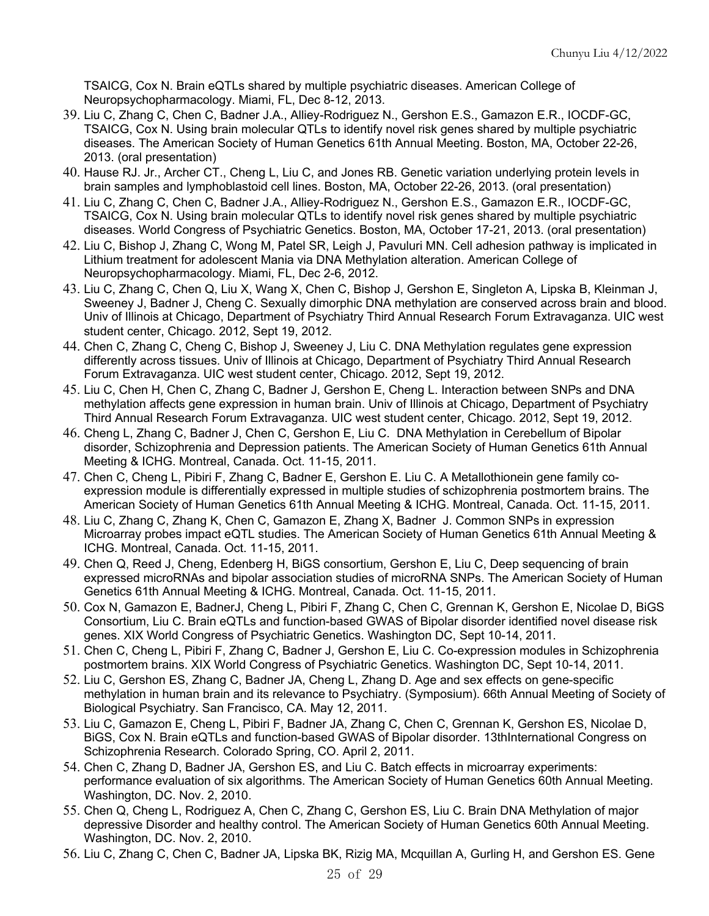TSAICG, Cox N. Brain eQTLs shared by multiple psychiatric diseases. American College of Neuropsychopharmacology. Miami, FL, Dec 8-12, 2013.

39. Liu C, Zhang C, Chen C, Badner J.A., Alliey-Rodriguez N., Gershon E.S., Gamazon E.R., IOCDF-GC, TSAICG, Cox N. Using brain molecular QTLs to identify novel risk genes shared by multiple psychiatric diseases. The American Society of Human Genetics 61th Annual Meeting. Boston, MA, October 22-26, 2013. (oral presentation)
40. Hause RJ. Jr., Archer CT., Cheng L, Liu C, and Jones RB. Genetic variation underlying protein levels in brain samples and lymphoblastoid cell lines. Boston, MA, October 22-26, 2013. (oral presentation)
41. Liu C, Zhang C, Chen C, Badner J.A., Alliey-Rodriguez N., Gershon E.S., Gamazon E.R., IOCDF-GC, TSAICG, Cox N. Using brain molecular QTLs to identify novel risk genes shared by multiple psychiatric diseases. World Congress of Psychiatric Genetics. Boston, MA, October 17-21, 2013. (oral presentation)
42. Liu C, Bishop J, Zhang C, Wong M, Patel SR, Leigh J, Pavuluri MN. Cell adhesion pathway is implicated in Lithium treatment for adolescent Mania via DNA Methylation alteration. American College of Neuropsychopharmacology. Miami, FL, Dec 2-6, 2012.
43. Liu C, Zhang C, Chen Q, Liu X, Wang X, Chen C, Bishop J, Gershon E, Singleton A, Lipska B, Kleinman J, Sweeney J, Badner J, Cheng C. Sexually dimorphic DNA methylation are conserved across brain and blood. Univ of Illinois at Chicago, Department of Psychiatry Third Annual Research Forum Extravaganza. UIC west student center, Chicago. 2012, Sept 19, 2012.
44. Chen C, Zhang C, Cheng C, Bishop J, Sweeney J, Liu C. DNA Methylation regulates gene expression differently across tissues. Univ of Illinois at Chicago, Department of Psychiatry Third Annual Research Forum Extravaganza. UIC west student center, Chicago. 2012, Sept 19, 2012.
45. Liu C, Chen H, Chen C, Zhang C, Badner J, Gershon E, Cheng L. Interaction between SNPs and DNA methylation affects gene expression in human brain. Univ of Illinois at Chicago, Department of Psychiatry Third Annual Research Forum Extravaganza. UIC west student center, Chicago. 2012, Sept 19, 2012.
46. Cheng L, Zhang C, Badner J, Chen C, Gershon E, Liu C. DNA Methylation in Cerebellum of Bipolar disorder, Schizophrenia and Depression patients. The American Society of Human Genetics 61th Annual Meeting & ICHG. Montreal, Canada. Oct. 11-15, 2011.
47. Chen C, Cheng L, Pibiri F, Zhang C, Badner E, Gershon E. Liu C. A Metallothionein gene family co-expression module is differentially expressed in multiple studies of schizophrenia postmortem brains. The American Society of Human Genetics 61th Annual Meeting & ICHG. Montreal, Canada. Oct. 11-15, 2011.
48. Liu C, Zhang C, Zhang K, Chen C, Gamazon E, Zhang X, Badner J. Common SNPs in expression Microarray probes impact eQTL studies. The American Society of Human Genetics 61th Annual Meeting & ICHG. Montreal, Canada. Oct. 11-15, 2011.
49. Chen Q, Reed J, Cheng, Edenberg H, BiGS consortium, Gershon E, Liu C, Deep sequencing of brain expressed microRNAs and bipolar association studies of microRNA SNPs. The American Society of Human Genetics 61th Annual Meeting & ICHG. Montreal, Canada. Oct. 11-15, 2011.
50. Cox N, Gamazon E, BadnerJ, Cheng L, Pibiri F, Zhang C, Chen C, Grennan K, Gershon E, Nicolae D, BiGS Consortium, Liu C. Brain eQTLs and function-based GWAS of Bipolar disorder identified novel disease risk genes. XIX World Congress of Psychiatric Genetics. Washington DC, Sept 10-14, 2011.
51. Chen C, Cheng L, Pibiri F, Zhang C, Badner J, Gershon E, Liu C. Co-expression modules in Schizophrenia postmortem brains. XIX World Congress of Psychiatric Genetics. Washington DC, Sept 10-14, 2011.
52. Liu C, Gershon ES, Zhang C, Badner JA, Cheng L, Zhang D. Age and sex effects on gene-specific methylation in human brain and its relevance to Psychiatry. (Symposium). 66th Annual Meeting of Society of Biological Psychiatry. San Francisco, CA. May 12, 2011.
53. Liu C, Gamazon E, Cheng L, Pibiri F, Badner JA, Zhang C, Chen C, Grennan K, Gershon ES, Nicolae D, BiGS, Cox N. Brain eQTLs and function-based GWAS of Bipolar disorder. 13thInternational Congress on Schizophrenia Research. Colorado Spring, CO. April 2, 2011.
54. Chen C, Zhang D, Badner JA, Gershon ES, and Liu C. Batch effects in microarray experiments: performance evaluation of six algorithms. The American Society of Human Genetics 60th Annual Meeting. Washington, DC. Nov. 2, 2010.
55. Chen Q, Cheng L, Rodriguez A, Chen C, Zhang C, Gershon ES, Liu C. Brain DNA Methylation of major depressive Disorder and healthy control. The American Society of Human Genetics 60th Annual Meeting. Washington, DC. Nov. 2, 2010.
56. Liu C, Zhang C, Chen C, Badner JA, Lipska BK, Rizig MA, Mcquillan A, Gurling H, and Gershon ES. Gene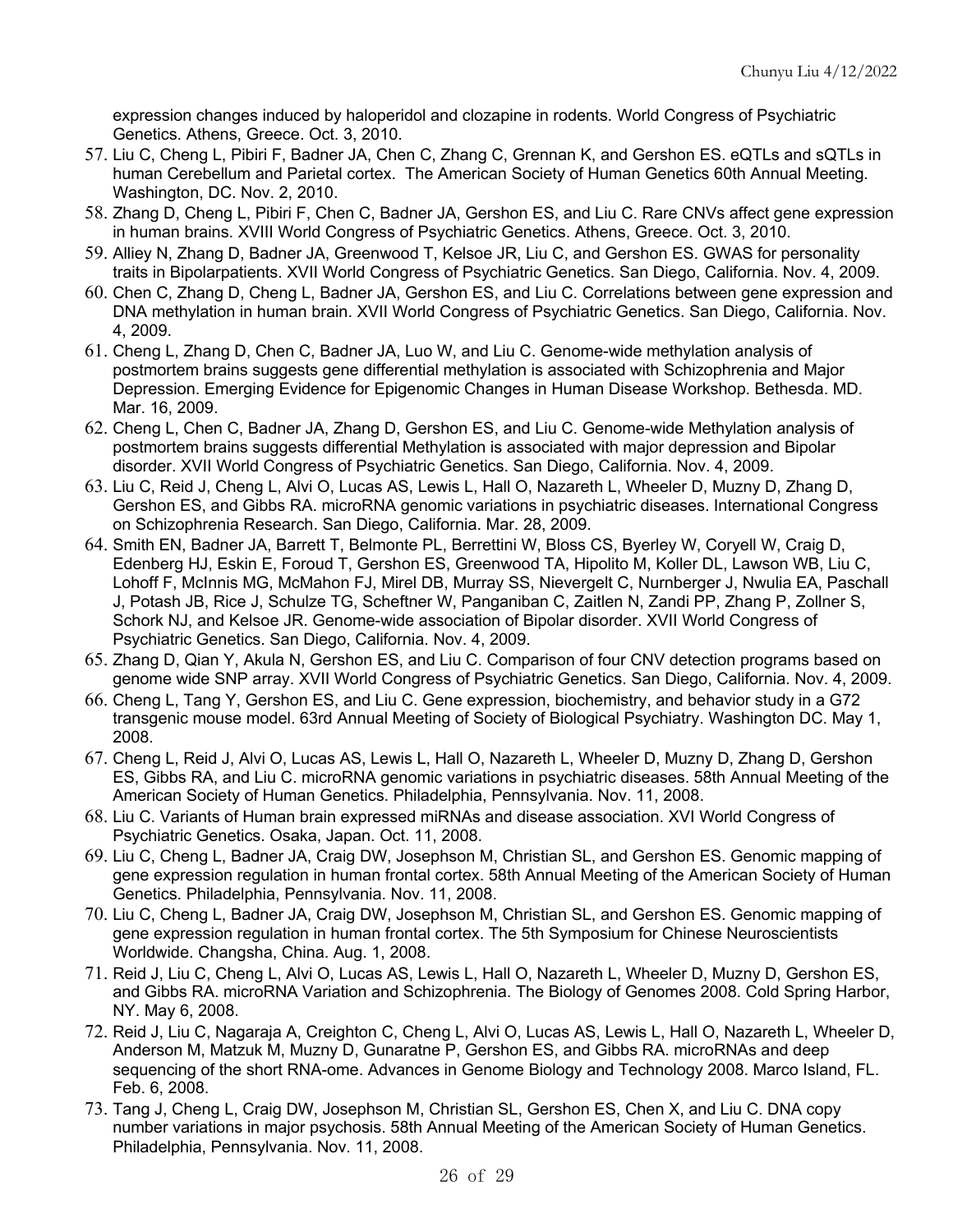expression changes induced by haloperidol and clozapine in rodents. World Congress of Psychiatric Genetics. Athens, Greece. Oct. 3, 2010.

57. Liu C, Cheng L, Pibiri F, Badner JA, Chen C, Zhang C, Grennan K, and Gershon ES. eQTLs and sQTLs in human Cerebellum and Parietal cortex. The American Society of Human Genetics 60th Annual Meeting. Washington, DC. Nov. 2, 2010.
58. Zhang D, Cheng L, Pibiri F, Chen C, Badner JA, Gershon ES, and Liu C. Rare CNVs affect gene expression in human brains. XVIII World Congress of Psychiatric Genetics. Athens, Greece. Oct. 3, 2010.
59. Alliey N, Zhang D, Badner JA, Greenwood T, Kelsoe JR, Liu C, and Gershon ES. GWAS for personality traits in Bipolarpatients. XVII World Congress of Psychiatric Genetics. San Diego, California. Nov. 4, 2009.
60. Chen C, Zhang D, Cheng L, Badner JA, Gershon ES, and Liu C. Correlations between gene expression and DNA methylation in human brain. XVII World Congress of Psychiatric Genetics. San Diego, California. Nov. 4, 2009.
61. Cheng L, Zhang D, Chen C, Badner JA, Luo W, and Liu C. Genome-wide methylation analysis of postmortem brains suggests gene differential methylation is associated with Schizophrenia and Major Depression. Emerging Evidence for Epigenomic Changes in Human Disease Workshop. Bethesda. MD. Mar. 16, 2009.
62. Cheng L, Chen C, Badner JA, Zhang D, Gershon ES, and Liu C. Genome-wide Methylation analysis of postmortem brains suggests differential Methylation is associated with major depression and Bipolar disorder. XVII World Congress of Psychiatric Genetics. San Diego, California. Nov. 4, 2009.
63. Liu C, Reid J, Cheng L, Alvi O, Lucas AS, Lewis L, Hall O, Nazareth L, Wheeler D, Muzny D, Zhang D, Gershon ES, and Gibbs RA. microRNA genomic variations in psychiatric diseases. International Congress on Schizophrenia Research. San Diego, California. Mar. 28, 2009.
64. Smith EN, Badner JA, Barrett T, Belmonte PL, Berrettini W, Bloss CS, Byerley W, Coryell W, Craig D, Edenberg HJ, Eskin E, Foroud T, Gershon ES, Greenwood TA, Hipolito M, Koller DL, Lawson WB, Liu C, Lohoff F, McInnis MG, McMahon FJ, Mirel DB, Murray SS, Nievergelt C, Nurnberger J, Nwulia EA, Paschall J, Potash JB, Rice J, Schulze TG, Scheftner W, Panganiban C, Zaitlen N, Zandi PP, Zhang P, Zollner S, Schork NJ, and Kelsoe JR. Genome-wide association of Bipolar disorder. XVII World Congress of Psychiatric Genetics. San Diego, California. Nov. 4, 2009.
65. Zhang D, Qian Y, Akula N, Gershon ES, and Liu C. Comparison of four CNV detection programs based on genome wide SNP array. XVII World Congress of Psychiatric Genetics. San Diego, California. Nov. 4, 2009.
66. Cheng L, Tang Y, Gershon ES, and Liu C. Gene expression, biochemistry, and behavior study in a G72 transgenic mouse model. 63rd Annual Meeting of Society of Biological Psychiatry. Washington DC. May 1, 2008.
67. Cheng L, Reid J, Alvi O, Lucas AS, Lewis L, Hall O, Nazareth L, Wheeler D, Muzny D, Zhang D, Gershon ES, Gibbs RA, and Liu C. microRNA genomic variations in psychiatric diseases. 58th Annual Meeting of the American Society of Human Genetics. Philadelphia, Pennsylvania. Nov. 11, 2008.
68. Liu C. Variants of Human brain expressed miRNAs and disease association. XVI World Congress of Psychiatric Genetics. Osaka, Japan. Oct. 11, 2008.
69. Liu C, Cheng L, Badner JA, Craig DW, Josephson M, Christian SL, and Gershon ES. Genomic mapping of gene expression regulation in human frontal cortex. 58th Annual Meeting of the American Society of Human Genetics. Philadelphia, Pennsylvania. Nov. 11, 2008.
70. Liu C, Cheng L, Badner JA, Craig DW, Josephson M, Christian SL, and Gershon ES. Genomic mapping of gene expression regulation in human frontal cortex. The 5th Symposium for Chinese Neuroscientists Worldwide. Changsha, China. Aug. 1, 2008.
71. Reid J, Liu C, Cheng L, Alvi O, Lucas AS, Lewis L, Hall O, Nazareth L, Wheeler D, Muzny D, Gershon ES, and Gibbs RA. microRNA Variation and Schizophrenia. The Biology of Genomes 2008. Cold Spring Harbor, NY. May 6, 2008.
72. Reid J, Liu C, Nagaraja A, Creighton C, Cheng L, Alvi O, Lucas AS, Lewis L, Hall O, Nazareth L, Wheeler D, Anderson M, Matzuk M, Muzny D, Gunaratne P, Gershon ES, and Gibbs RA. microRNAs and deep sequencing of the short RNA-ome. Advances in Genome Biology and Technology 2008. Marco Island, FL. Feb. 6, 2008.
73. Tang J, Cheng L, Craig DW, Josephson M, Christian SL, Gershon ES, Chen X, and Liu C. DNA copy number variations in major psychosis. 58th Annual Meeting of the American Society of Human Genetics. Philadelphia, Pennsylvania. Nov. 11, 2008.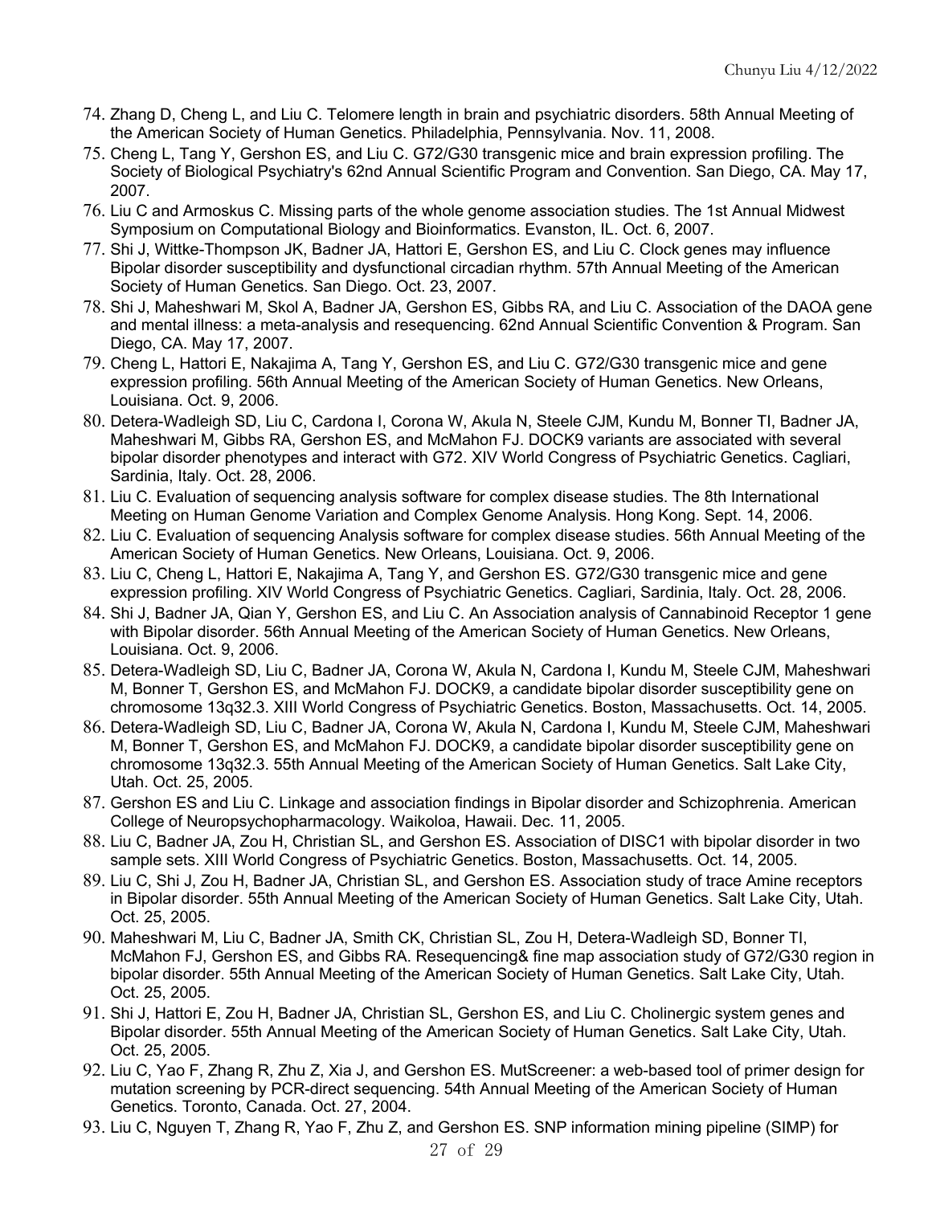74. Zhang D, Cheng L, and Liu C. Telomere length in brain and psychiatric disorders. 58th Annual Meeting of the American Society of Human Genetics. Philadelphia, Pennsylvania. Nov. 11, 2008.
75. Cheng L, Tang Y, Gershon ES, and Liu C. G72/G30 transgenic mice and brain expression profiling. The Society of Biological Psychiatry's 62nd Annual Scientific Program and Convention. San Diego, CA. May 17, 2007.
76. Liu C and Armoskus C. Missing parts of the whole genome association studies. The 1st Annual Midwest Symposium on Computational Biology and Bioinformatics. Evanston, IL. Oct. 6, 2007.
77. Shi J, Wittke-Thompson JK, Badner JA, Hattori E, Gershon ES, and Liu C. Clock genes may influence Bipolar disorder susceptibility and dysfunctional circadian rhythm. 57th Annual Meeting of the American Society of Human Genetics. San Diego. Oct. 23, 2007.
78. Shi J, Maheshwari M, Skol A, Badner JA, Gershon ES, Gibbs RA, and Liu C. Association of the DAOA gene and mental illness: a meta-analysis and resequencing. 62nd Annual Scientific Convention & Program. San Diego, CA. May 17, 2007.
79. Cheng L, Hattori E, Nakajima A, Tang Y, Gershon ES, and Liu C. G72/G30 transgenic mice and gene expression profiling. 56th Annual Meeting of the American Society of Human Genetics. New Orleans, Louisiana. Oct. 9, 2006.
80. Detera-Wadleigh SD, Liu C, Cardona I, Corona W, Akula N, Steele CJM, Kundu M, Bonner TI, Badner JA, Maheshwari M, Gibbs RA, Gershon ES, and McMahon FJ. DOCK9 variants are associated with several bipolar disorder phenotypes and interact with G72. XIV World Congress of Psychiatric Genetics. Cagliari, Sardinia, Italy. Oct. 28, 2006.
81. Liu C. Evaluation of sequencing analysis software for complex disease studies. The 8th International Meeting on Human Genome Variation and Complex Genome Analysis. Hong Kong. Sept. 14, 2006.
82. Liu C. Evaluation of sequencing Analysis software for complex disease studies. 56th Annual Meeting of the American Society of Human Genetics. New Orleans, Louisiana. Oct. 9, 2006.
83. Liu C, Cheng L, Hattori E, Nakajima A, Tang Y, and Gershon ES. G72/G30 transgenic mice and gene expression profiling. XIV World Congress of Psychiatric Genetics. Cagliari, Sardinia, Italy. Oct. 28, 2006.
84. Shi J, Badner JA, Qian Y, Gershon ES, and Liu C. An Association analysis of Cannabinoid Receptor 1 gene with Bipolar disorder. 56th Annual Meeting of the American Society of Human Genetics. New Orleans, Louisiana. Oct. 9, 2006.
85. Detera-Wadleigh SD, Liu C, Badner JA, Corona W, Akula N, Cardona I, Kundu M, Steele CJM, Maheshwari M, Bonner T, Gershon ES, and McMahon FJ. DOCK9, a candidate bipolar disorder susceptibility gene on chromosome 13q32.3. XIII World Congress of Psychiatric Genetics. Boston, Massachusetts. Oct. 14, 2005.
86. Detera-Wadleigh SD, Liu C, Badner JA, Corona W, Akula N, Cardona I, Kundu M, Steele CJM, Maheshwari M, Bonner T, Gershon ES, and McMahon FJ. DOCK9, a candidate bipolar disorder susceptibility gene on chromosome 13q32.3. 55th Annual Meeting of the American Society of Human Genetics. Salt Lake City, Utah. Oct. 25, 2005.
87. Gershon ES and Liu C. Linkage and association findings in Bipolar disorder and Schizophrenia. American College of Neuropsychopharmacology. Waikoloa, Hawaii. Dec. 11, 2005.
88. Liu C, Badner JA, Zou H, Christian SL, and Gershon ES. Association of DISC1 with bipolar disorder in two sample sets. XIII World Congress of Psychiatric Genetics. Boston, Massachusetts. Oct. 14, 2005.
89. Liu C, Shi J, Zou H, Badner JA, Christian SL, and Gershon ES. Association study of trace Amine receptors in Bipolar disorder. 55th Annual Meeting of the American Society of Human Genetics. Salt Lake City, Utah. Oct. 25, 2005.
90. Maheshwari M, Liu C, Badner JA, Smith CK, Christian SL, Zou H, Detera-Wadleigh SD, Bonner TI, McMahon FJ, Gershon ES, and Gibbs RA. Resequencing& fine map association study of G72/G30 region in bipolar disorder. 55th Annual Meeting of the American Society of Human Genetics. Salt Lake City, Utah. Oct. 25, 2005.
91. Shi J, Hattori E, Zou H, Badner JA, Christian SL, Gershon ES, and Liu C. Cholinergic system genes and Bipolar disorder. 55th Annual Meeting of the American Society of Human Genetics. Salt Lake City, Utah. Oct. 25, 2005.
92. Liu C, Yao F, Zhang R, Zhu Z, Xia J, and Gershon ES. MutScreener: a web-based tool of primer design for mutation screening by PCR-direct sequencing. 54th Annual Meeting of the American Society of Human Genetics. Toronto, Canada. Oct. 27, 2004.
93. Liu C, Nguyen T, Zhang R, Yao F, Zhu Z, and Gershon ES. SNP information mining pipeline (SIMP) for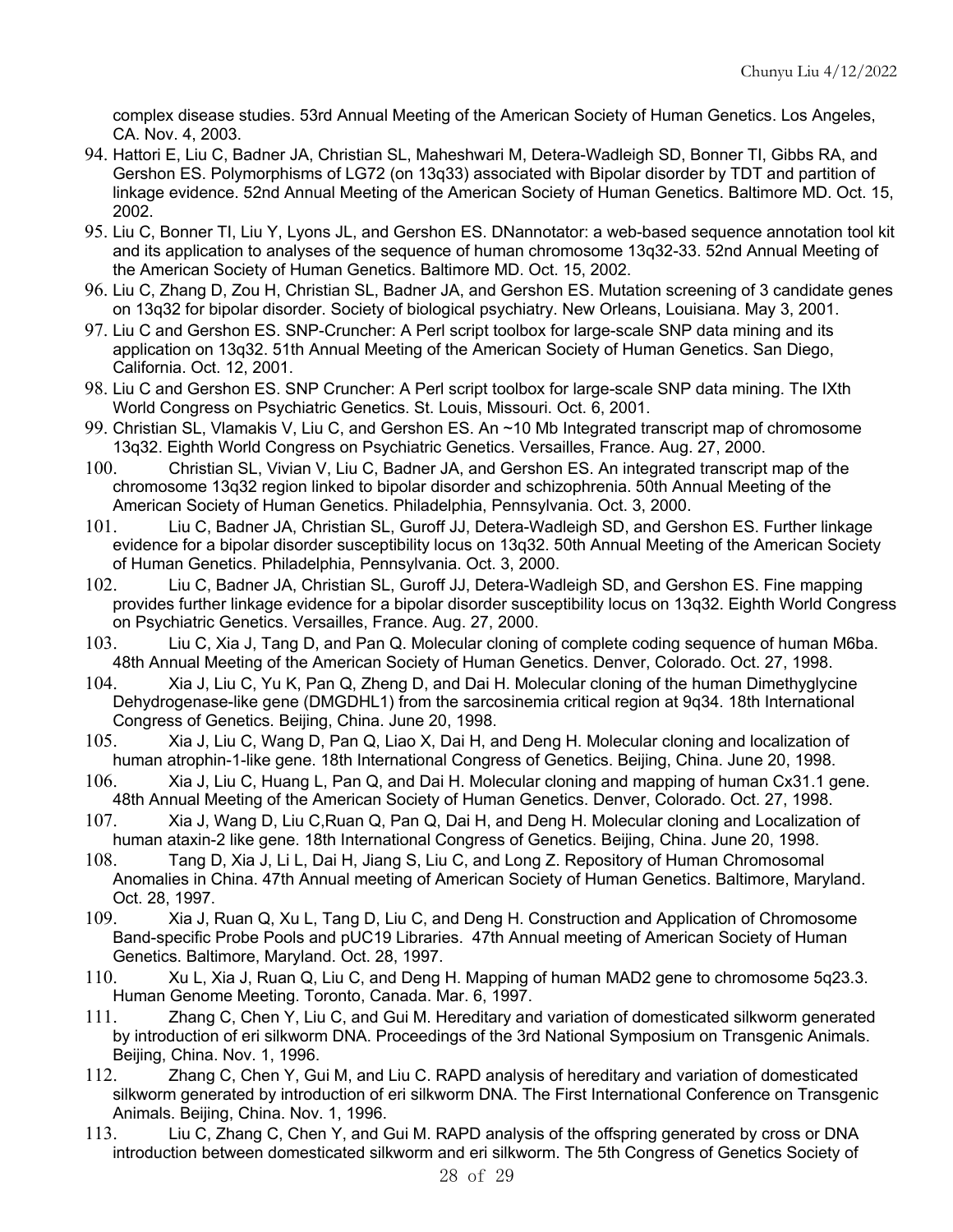complex disease studies. 53rd Annual Meeting of the American Society of Human Genetics. Los Angeles, CA. Nov. 4, 2003.

94. Hattori E, Liu C, Badner JA, Christian SL, Maheshwari M, Detera-Wadleigh SD, Bonner TI, Gibbs RA, and Gershon ES. Polymorphisms of LG72 (on 13q33) associated with Bipolar disorder by TDT and partition of linkage evidence. 52nd Annual Meeting of the American Society of Human Genetics. Baltimore MD. Oct. 15, 2002.
95. Liu C, Bonner TI, Liu Y, Lyons JL, and Gershon ES. DNannotator: a web-based sequence annotation tool kit and its application to analyses of the sequence of human chromosome 13q32-33. 52nd Annual Meeting of the American Society of Human Genetics. Baltimore MD. Oct. 15, 2002.
96. Liu C, Zhang D, Zou H, Christian SL, Badner JA, and Gershon ES. Mutation screening of 3 candidate genes on 13q32 for bipolar disorder. Society of biological psychiatry. New Orleans, Louisiana. May 3, 2001.
97. Liu C and Gershon ES. SNP-Cruncher: A Perl script toolbox for large-scale SNP data mining and its application on 13q32. 51th Annual Meeting of the American Society of Human Genetics. San Diego, California. Oct. 12, 2001.
98. Liu C and Gershon ES. SNP Cruncher: A Perl script toolbox for large-scale SNP data mining. The IXth World Congress on Psychiatric Genetics. St. Louis, Missouri. Oct. 6, 2001.
99. Christian SL, Vlamakis V, Liu C, and Gershon ES. An ~10 Mb Integrated transcript map of chromosome 13q32. Eighth World Congress on Psychiatric Genetics. Versailles, France. Aug. 27, 2000.
100. Christian SL, Vivian V, Liu C, Badner JA, and Gershon ES. An integrated transcript map of the chromosome 13q32 region linked to bipolar disorder and schizophrenia. 50th Annual Meeting of the American Society of Human Genetics. Philadelphia, Pennsylvania. Oct. 3, 2000.
101. Liu C, Badner JA, Christian SL, Guroff JJ, Detera-Wadleigh SD, and Gershon ES. Further linkage evidence for a bipolar disorder susceptibility locus on 13q32. 50th Annual Meeting of the American Society of Human Genetics. Philadelphia, Pennsylvania. Oct. 3, 2000.
102. Liu C, Badner JA, Christian SL, Guroff JJ, Detera-Wadleigh SD, and Gershon ES. Fine mapping provides further linkage evidence for a bipolar disorder susceptibility locus on 13q32. Eighth World Congress on Psychiatric Genetics. Versailles, France. Aug. 27, 2000.
103. Liu C, Xia J, Tang D, and Pan Q. Molecular cloning of complete coding sequence of human M6ba. 48th Annual Meeting of the American Society of Human Genetics. Denver, Colorado. Oct. 27, 1998.
104. Xia J, Liu C, Yu K, Pan Q, Zheng D, and Dai H. Molecular cloning of the human Dimethyglycine Dehydrogenase-like gene (DMGDHL1) from the sarcosinemia critical region at 9q34. 18th International Congress of Genetics. Beijing, China. June 20, 1998.
105. Xia J, Liu C, Wang D, Pan Q, Liao X, Dai H, and Deng H. Molecular cloning and localization of human atrophin-1-like gene. 18th International Congress of Genetics. Beijing, China. June 20, 1998.
106. Xia J, Liu C, Huang L, Pan Q, and Dai H. Molecular cloning and mapping of human Cx31.1 gene. 48th Annual Meeting of the American Society of Human Genetics. Denver, Colorado. Oct. 27, 1998.
107. Xia J, Wang D, Liu C,Ruan Q, Pan Q, Dai H, and Deng H. Molecular cloning and Localization of human ataxin-2 like gene. 18th International Congress of Genetics. Beijing, China. June 20, 1998.
108. Tang D, Xia J, Li L, Dai H, Jiang S, Liu C, and Long Z. Repository of Human Chromosomal Anomalies in China. 47th Annual meeting of American Society of Human Genetics. Baltimore, Maryland. Oct. 28, 1997.
109. Xia J, Ruan Q, Xu L, Tang D, Liu C, and Deng H. Construction and Application of Chromosome Band-specific Probe Pools and pUC19 Libraries. 47th Annual meeting of American Society of Human Genetics. Baltimore, Maryland. Oct. 28, 1997.
110. Xu L, Xia J, Ruan Q, Liu C, and Deng H. Mapping of human MAD2 gene to chromosome 5q23.3. Human Genome Meeting. Toronto, Canada. Mar. 6, 1997.
111. Zhang C, Chen Y, Liu C, and Gui M. Hereditary and variation of domesticated silkworm generated by introduction of eri silkworm DNA. Proceedings of the 3rd National Symposium on Transgenic Animals. Beijing, China. Nov. 1, 1996.
112. Zhang C, Chen Y, Gui M, and Liu C. RAPD analysis of hereditary and variation of domesticated silkworm generated by introduction of eri silkworm DNA. The First International Conference on Transgenic Animals. Beijing, China. Nov. 1, 1996.
113. Liu C, Zhang C, Chen Y, and Gui M. RAPD analysis of the offspring generated by cross or DNA introduction between domesticated silkworm and eri silkworm. The 5th Congress of Genetics Society of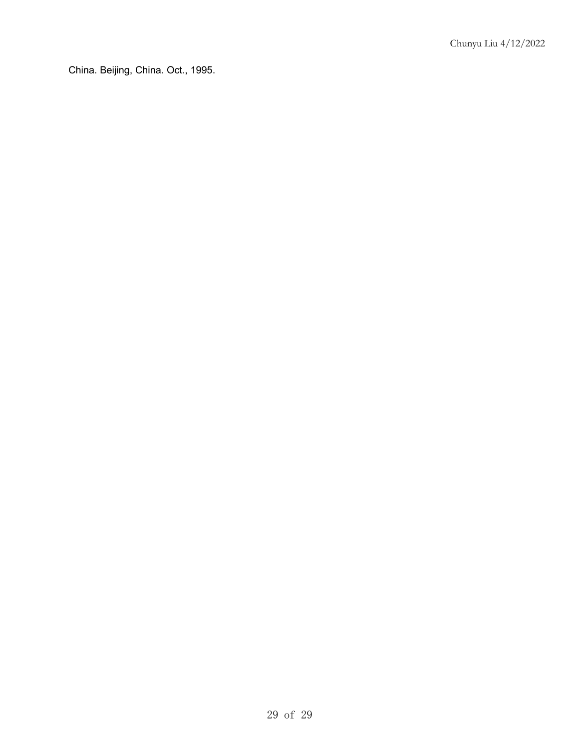China. Beijing, China. Oct., 1995.